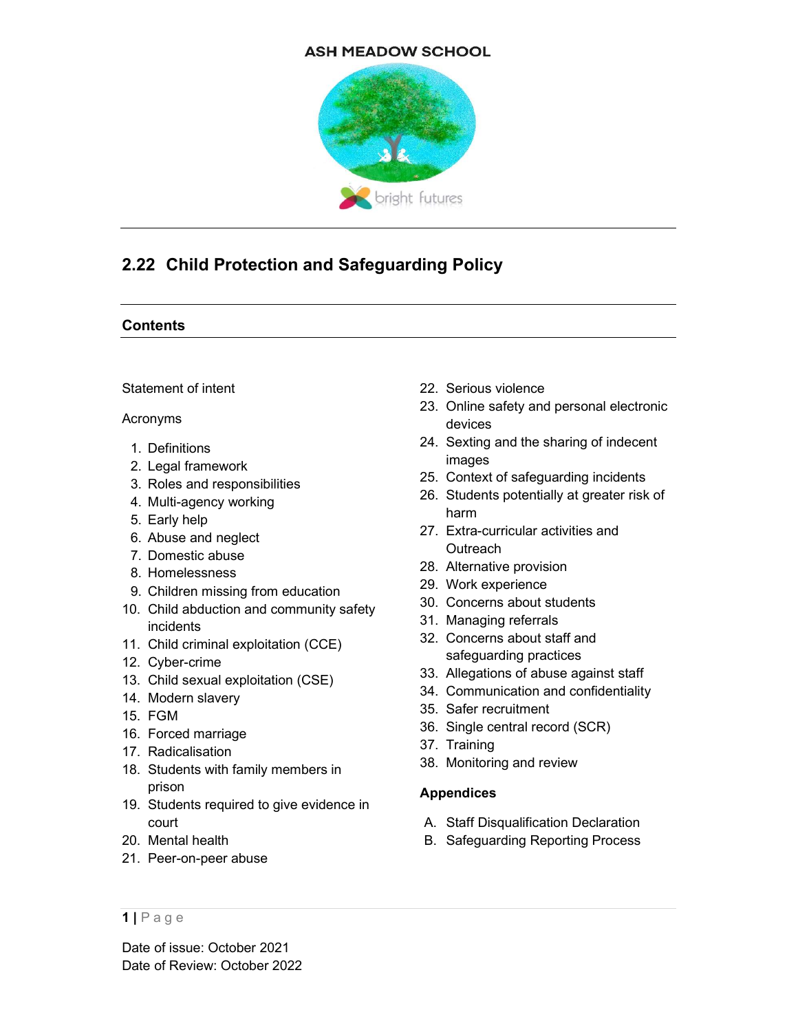ASH MEADOW SCHOOL

bright futures

# 2.22 Child Protection and Safeguarding Policy

## Contents

Statement of intent

Acronyms

1. Definitions
2. Legal framework
3. Roles and responsibilities
4. Multi-agency working
5. Early help
6. Abuse and neglect
7. Domestic abuse
8. Homelessness
9. Children missing from education
10. Child abduction and community safety incidents
11. Child criminal exploitation (CCE)
12. Cyber-crime
13. Child sexual exploitation (CSE)
14. Modern slavery
15. FGM
16. Forced marriage
17. Radicalisation
18. Students with family members in prison
19. Students required to give evidence in court
20. Mental health
21. Peer-on-peer abuse
22. Serious violence
23. Online safety and personal electronic devices
24. Sexting and the sharing of indecent images
25. Context of safeguarding incidents
26. Students potentially at greater risk of harm
27. Extra-curricular activities and Outreach
28. Alternative provision
29. Work experience
30. Concerns about students
31. Managing referrals
32. Concerns about staff and safeguarding practices
33. Allegations of abuse against staff
34. Communication and confidentiality
35. Safer recruitment
36. Single central record (SCR)
37. Training
38. Monitoring and review

**Appendices**

A. Staff Disqualification Declaration
B. Safeguarding Reporting Process

Date of issue: October 2021
Date of Review: October 2022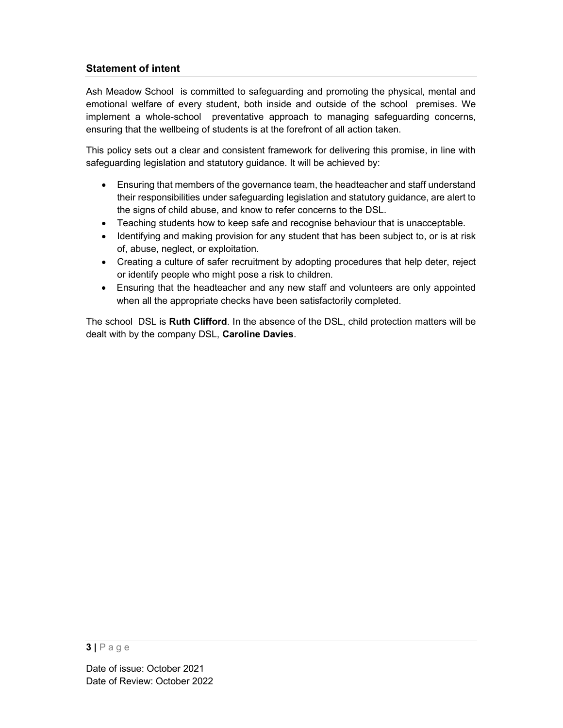## Statement of intent

Ash Meadow School is committed to safeguarding and promoting the physical, mental and emotional welfare of every student, both inside and outside of the school premises. We implement a whole-school preventative approach to managing safeguarding concerns, ensuring that the wellbeing of students is at the forefront of all action taken.

This policy sets out a clear and consistent framework for delivering this promise, in line with safeguarding legislation and statutory guidance. It will be achieved by:

- Ensuring that members of the governance team, the headteacher and staff understand their responsibilities under safeguarding legislation and statutory guidance, are alert to the signs of child abuse, and know to refer concerns to the DSL.
- Teaching students how to keep safe and recognise behaviour that is unacceptable.
- Identifying and making provision for any student that has been subject to, or is at risk of, abuse, neglect, or exploitation.
- Creating a culture of safer recruitment by adopting procedures that help deter, reject or identify people who might pose a risk to children.
- Ensuring that the headteacher and any new staff and volunteers are only appointed when all the appropriate checks have been satisfactorily completed.

The school DSL is **Ruth Clifford**. In the absence of the DSL, child protection matters will be dealt with by the company DSL, **Caroline Davies**.

Date of issue: October 2021
Date of Review: October 2022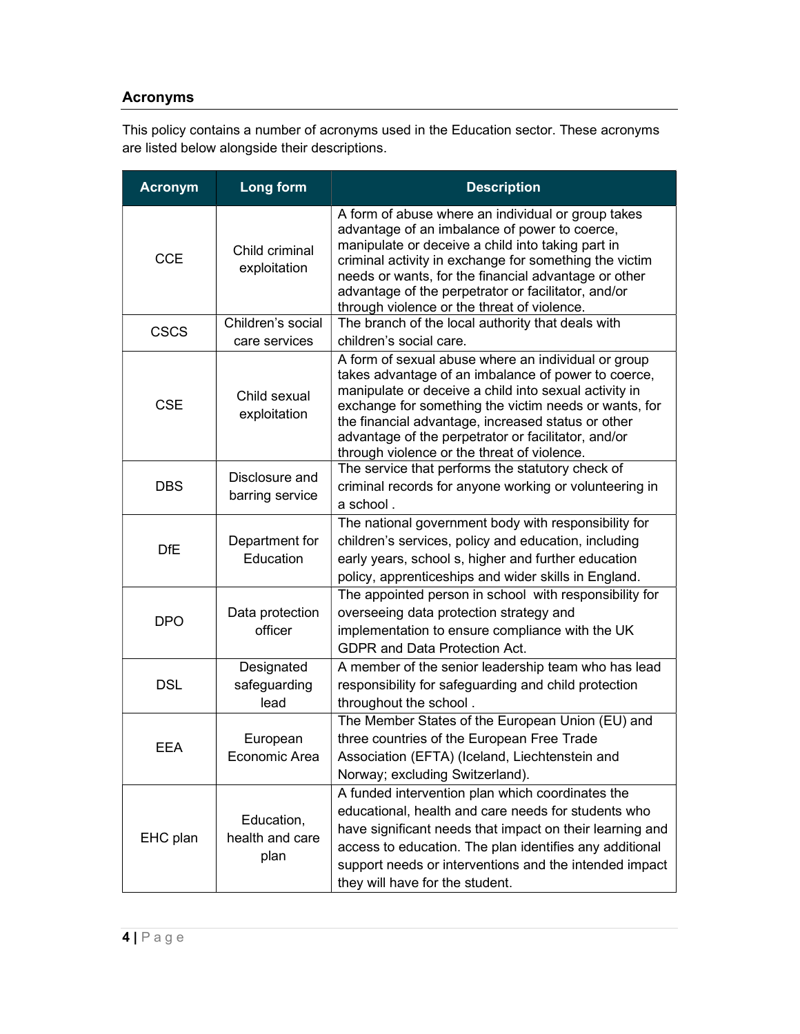## Acronyms

This policy contains a number of acronyms used in the Education sector. These acronyms are listed below alongside their descriptions.

| Acronym | Long form | Description |
|---|---|---|
| CCE | Child criminal exploitation | A form of abuse where an individual or group takes advantage of an imbalance of power to coerce, manipulate or deceive a child into taking part in criminal activity in exchange for something the victim needs or wants, for the financial advantage or other advantage of the perpetrator or facilitator, and/or through violence or the threat of violence. |
| CSCS | Children's social care services | The branch of the local authority that deals with children's social care. |
| CSE | Child sexual exploitation | A form of sexual abuse where an individual or group takes advantage of an imbalance of power to coerce, manipulate or deceive a child into sexual activity in exchange for something the victim needs or wants, for the financial advantage, increased status or other advantage of the perpetrator or facilitator, and/or through violence or the threat of violence. |
| DBS | Disclosure and barring service | The service that performs the statutory check of criminal records for anyone working or volunteering in a school . |
| DfE | Department for Education | The national government body with responsibility for children's services, policy and education, including early years, school s, higher and further education policy, apprenticeships and wider skills in England. |
| DPO | Data protection officer | The appointed person in school with responsibility for overseeing data protection strategy and implementation to ensure compliance with the UK GDPR and Data Protection Act. |
| DSL | Designated safeguarding lead | A member of the senior leadership team who has lead responsibility for safeguarding and child protection throughout the school . |
| EEA | European Economic Area | The Member States of the European Union (EU) and three countries of the European Free Trade Association (EFTA) (Iceland, Liechtenstein and Norway; excluding Switzerland). |
| EHC plan | Education, health and care plan | A funded intervention plan which coordinates the educational, health and care needs for students who have significant needs that impact on their learning and access to education. The plan identifies any additional support needs or interventions and the intended impact they will have for the student. |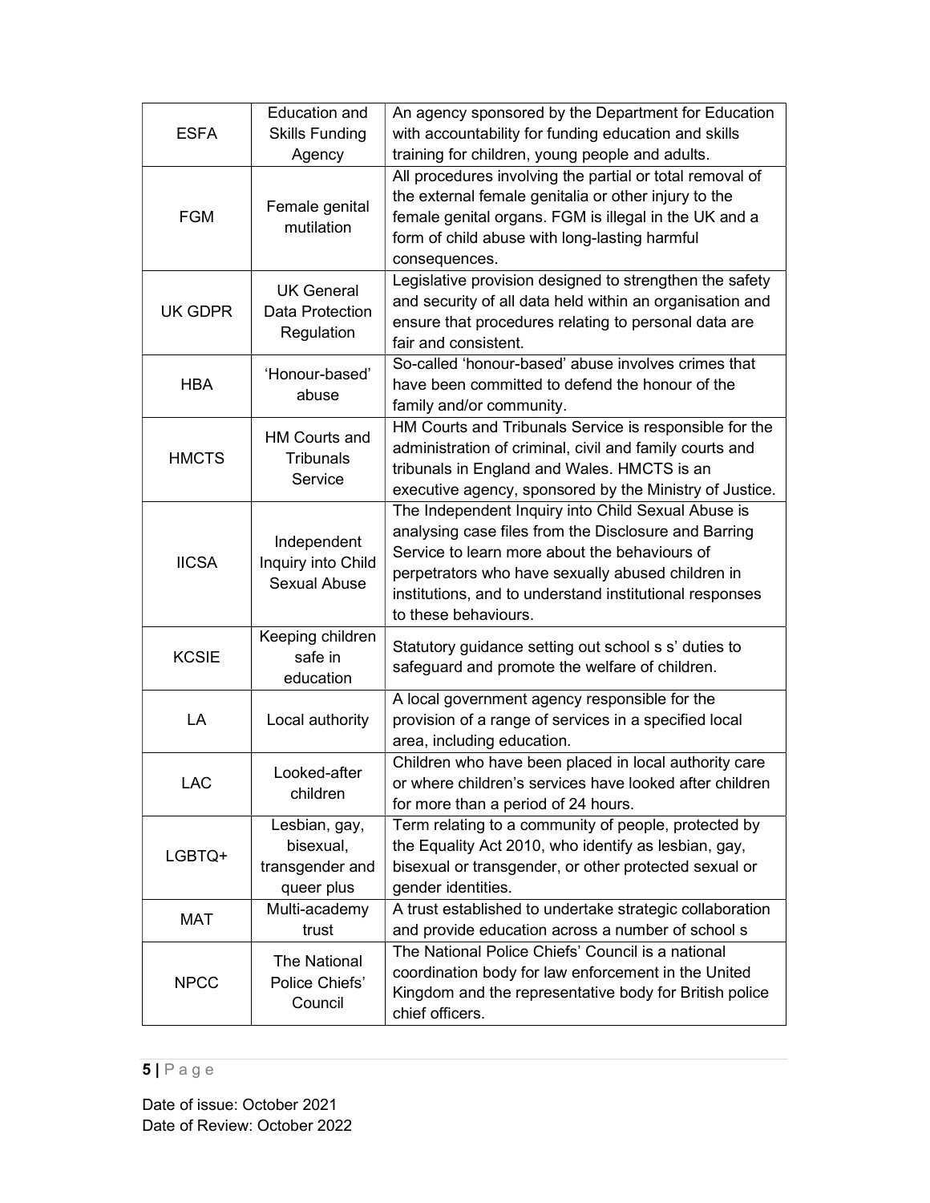| ESFA | Education and Skills Funding Agency | An agency sponsored by the Department for Education with accountability for funding education and skills training for children, young people and adults. |
|---|---|---|
| FGM | Female genital mutilation | All procedures involving the partial or total removal of the external female genitalia or other injury to the female genital organs. FGM is illegal in the UK and a form of child abuse with long-lasting harmful consequences. |
| UK GDPR | UK General Data Protection Regulation | Legislative provision designed to strengthen the safety and security of all data held within an organisation and ensure that procedures relating to personal data are fair and consistent. |
| HBA | 'Honour-based' abuse | So-called 'honour-based' abuse involves crimes that have been committed to defend the honour of the family and/or community. |
| HMCTS | HM Courts and Tribunals Service | HM Courts and Tribunals Service is responsible for the administration of criminal, civil and family courts and tribunals in England and Wales. HMCTS is an executive agency, sponsored by the Ministry of Justice. |
| IICSA | Independent Inquiry into Child Sexual Abuse | The Independent Inquiry into Child Sexual Abuse is analysing case files from the Disclosure and Barring Service to learn more about the behaviours of perpetrators who have sexually abused children in institutions, and to understand institutional responses to these behaviours. |
| KCSIE | Keeping children safe in education | Statutory guidance setting out school s s' duties to safeguard and promote the welfare of children. |
| LA | Local authority | A local government agency responsible for the provision of a range of services in a specified local area, including education. |
| LAC | Looked-after children | Children who have been placed in local authority care or where children's services have looked after children for more than a period of 24 hours. |
| LGBTQ+ | Lesbian, gay, bisexual, transgender and queer plus | Term relating to a community of people, protected by the Equality Act 2010, who identify as lesbian, gay, bisexual or transgender, or other protected sexual or gender identities. |
| MAT | Multi-academy trust | A trust established to undertake strategic collaboration and provide education across a number of school s |
| NPCC | The National Police Chiefs' Council | The National Police Chiefs' Council is a national coordination body for law enforcement in the United Kingdom and the representative body for British police chief officers. |

Date of issue: October 2021
Date of Review: October 2022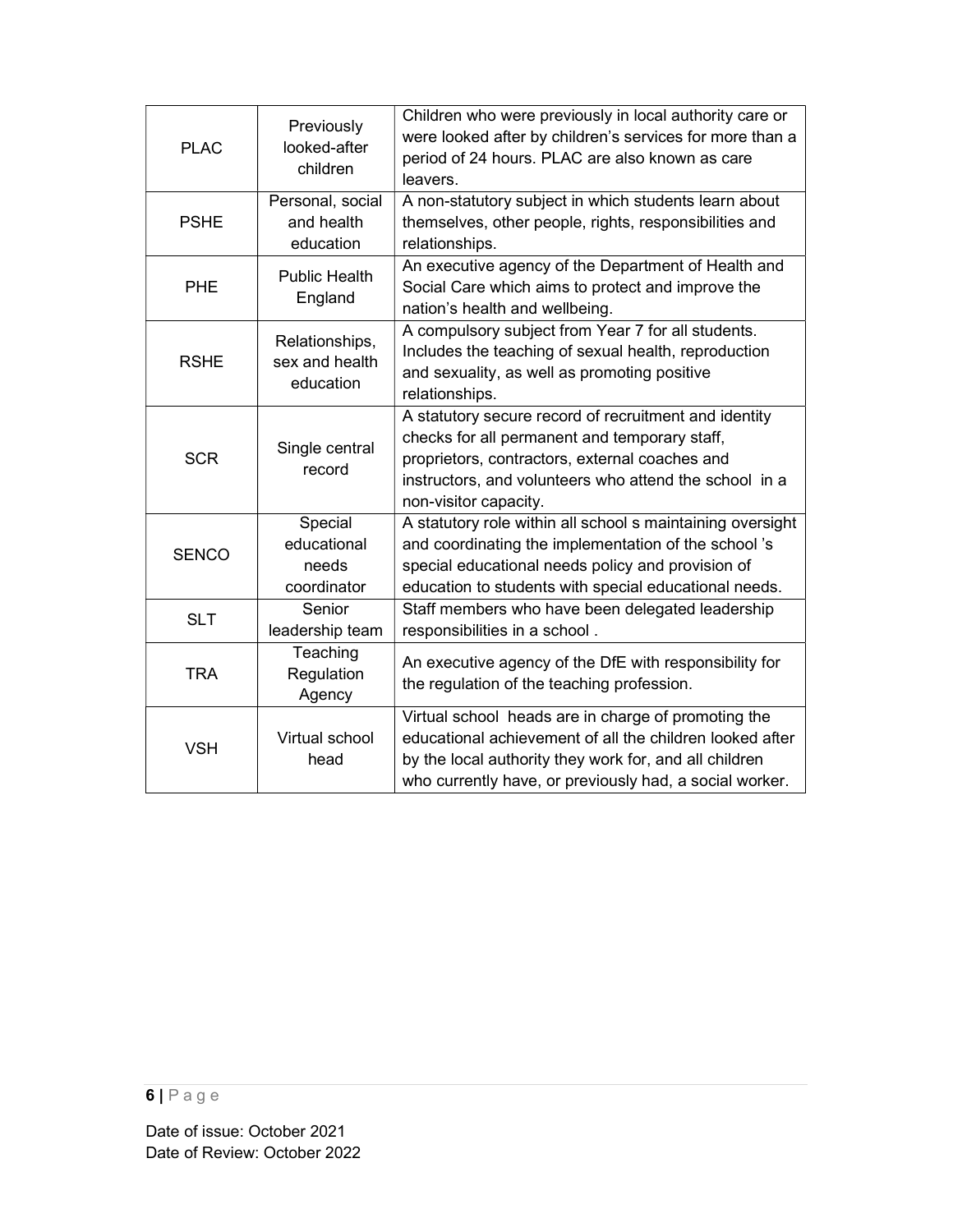| | | |
|---|---|---|
| PLAC | Previously looked-after children | Children who were previously in local authority care or were looked after by children's services for more than a period of 24 hours. PLAC are also known as care leavers. |
| PSHE | Personal, social and health education | A non-statutory subject in which students learn about themselves, other people, rights, responsibilities and relationships. |
| PHE | Public Health England | An executive agency of the Department of Health and Social Care which aims to protect and improve the nation's health and wellbeing. |
| RSHE | Relationships, sex and health education | A compulsory subject from Year 7 for all students. Includes the teaching of sexual health, reproduction and sexuality, as well as promoting positive relationships. |
| SCR | Single central record | A statutory secure record of recruitment and identity checks for all permanent and temporary staff, proprietors, contractors, external coaches and instructors, and volunteers who attend the school in a non-visitor capacity. |
| SENCO | Special educational needs coordinator | A statutory role within all school s maintaining oversight and coordinating the implementation of the school 's special educational needs policy and provision of education to students with special educational needs. |
| SLT | Senior leadership team | Staff members who have been delegated leadership responsibilities in a school . |
| TRA | Teaching Regulation Agency | An executive agency of the DfE with responsibility for the regulation of the teaching profession. |
| VSH | Virtual school head | Virtual school heads are in charge of promoting the educational achievement of all the children looked after by the local authority they work for, and all children who currently have, or previously had, a social worker. |

Date of issue: October 2021
Date of Review: October 2022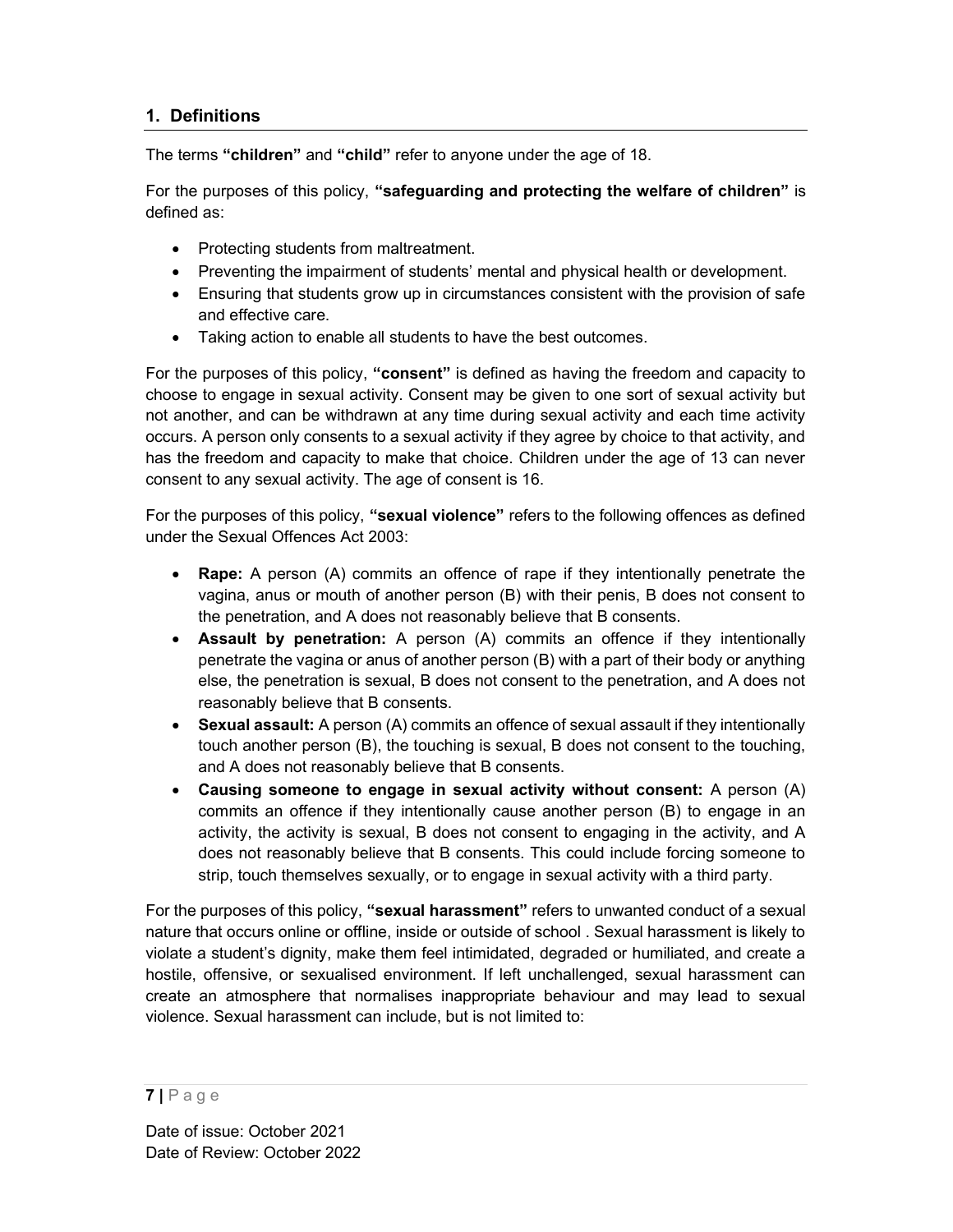## 1. Definitions

The terms **"children"** and **"child"** refer to anyone under the age of 18.

For the purposes of this policy, **"safeguarding and protecting the welfare of children"** is defined as:

- Protecting students from maltreatment.
- Preventing the impairment of students' mental and physical health or development.
- Ensuring that students grow up in circumstances consistent with the provision of safe and effective care.
- Taking action to enable all students to have the best outcomes.

For the purposes of this policy, **"consent"** is defined as having the freedom and capacity to choose to engage in sexual activity. Consent may be given to one sort of sexual activity but not another, and can be withdrawn at any time during sexual activity and each time activity occurs. A person only consents to a sexual activity if they agree by choice to that activity, and has the freedom and capacity to make that choice. Children under the age of 13 can never consent to any sexual activity. The age of consent is 16.

For the purposes of this policy, **"sexual violence"** refers to the following offences as defined under the Sexual Offences Act 2003:

- **Rape:** A person (A) commits an offence of rape if they intentionally penetrate the vagina, anus or mouth of another person (B) with their penis, B does not consent to the penetration, and A does not reasonably believe that B consents.
- **Assault by penetration:** A person (A) commits an offence if they intentionally penetrate the vagina or anus of another person (B) with a part of their body or anything else, the penetration is sexual, B does not consent to the penetration, and A does not reasonably believe that B consents.
- **Sexual assault:** A person (A) commits an offence of sexual assault if they intentionally touch another person (B), the touching is sexual, B does not consent to the touching, and A does not reasonably believe that B consents.
- **Causing someone to engage in sexual activity without consent:** A person (A) commits an offence if they intentionally cause another person (B) to engage in an activity, the activity is sexual, B does not consent to engaging in the activity, and A does not reasonably believe that B consents. This could include forcing someone to strip, touch themselves sexually, or to engage in sexual activity with a third party.

For the purposes of this policy, **"sexual harassment"** refers to unwanted conduct of a sexual nature that occurs online or offline, inside or outside of school . Sexual harassment is likely to violate a student's dignity, make them feel intimidated, degraded or humiliated, and create a hostile, offensive, or sexualised environment. If left unchallenged, sexual harassment can create an atmosphere that normalises inappropriate behaviour and may lead to sexual violence. Sexual harassment can include, but is not limited to: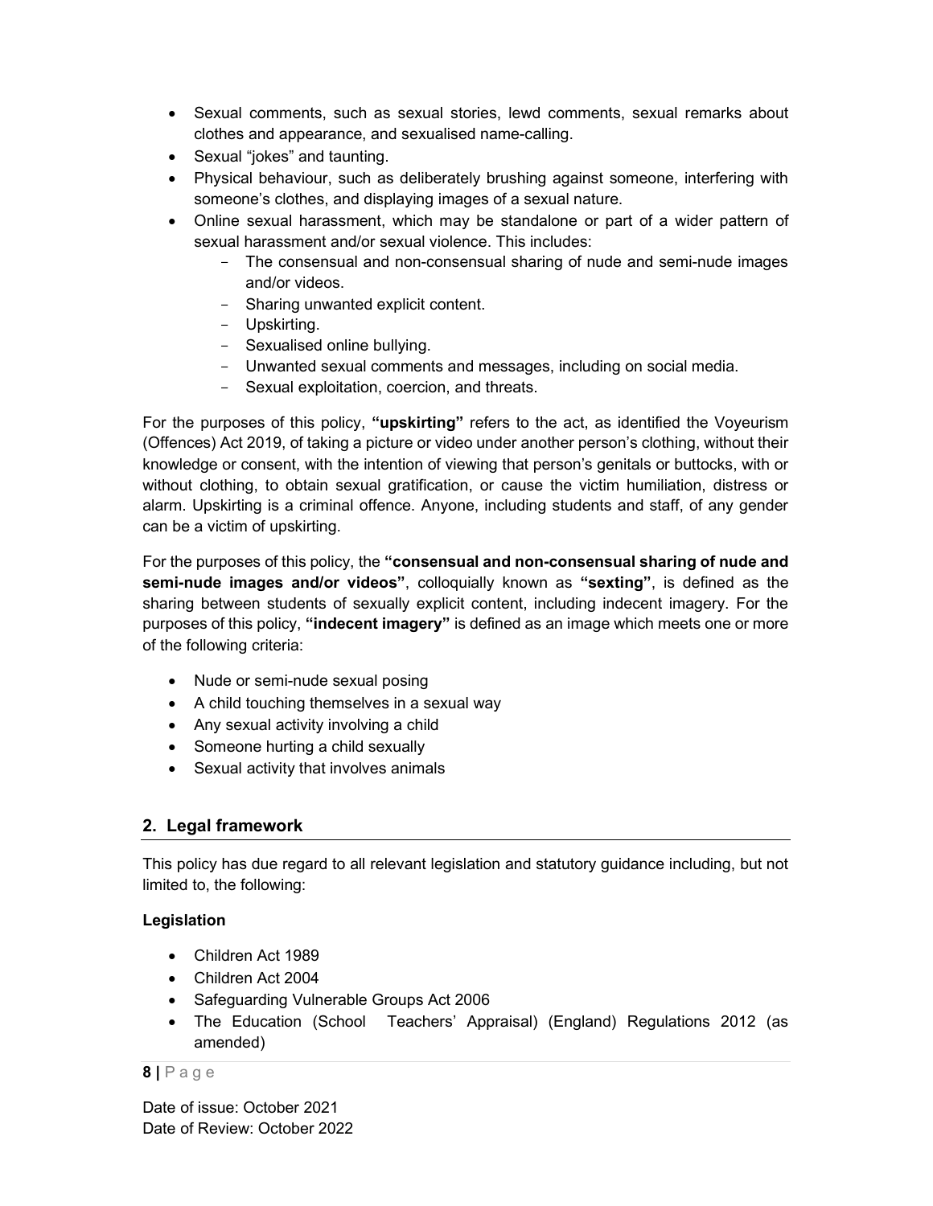- Sexual comments, such as sexual stories, lewd comments, sexual remarks about clothes and appearance, and sexualised name-calling.
- Sexual "jokes" and taunting.
- Physical behaviour, such as deliberately brushing against someone, interfering with someone's clothes, and displaying images of a sexual nature.
- Online sexual harassment, which may be standalone or part of a wider pattern of sexual harassment and/or sexual violence. This includes:
  - The consensual and non-consensual sharing of nude and semi-nude images and/or videos.
  - Sharing unwanted explicit content.
  - Upskirting.
  - Sexualised online bullying.
  - Unwanted sexual comments and messages, including on social media.
  - Sexual exploitation, coercion, and threats.

For the purposes of this policy, **"upskirting"** refers to the act, as identified the Voyeurism (Offences) Act 2019, of taking a picture or video under another person's clothing, without their knowledge or consent, with the intention of viewing that person's genitals or buttocks, with or without clothing, to obtain sexual gratification, or cause the victim humiliation, distress or alarm. Upskirting is a criminal offence. Anyone, including students and staff, of any gender can be a victim of upskirting.

For the purposes of this policy, the **"consensual and non-consensual sharing of nude and semi-nude images and/or videos"**, colloquially known as **"sexting"**, is defined as the sharing between students of sexually explicit content, including indecent imagery. For the purposes of this policy, **"indecent imagery"** is defined as an image which meets one or more of the following criteria:

- Nude or semi-nude sexual posing
- A child touching themselves in a sexual way
- Any sexual activity involving a child
- Someone hurting a child sexually
- Sexual activity that involves animals

## 2. Legal framework

This policy has due regard to all relevant legislation and statutory guidance including, but not limited to, the following:

**Legislation**

- Children Act 1989
- Children Act 2004
- Safeguarding Vulnerable Groups Act 2006
- The Education (School Teachers' Appraisal) (England) Regulations 2012 (as amended)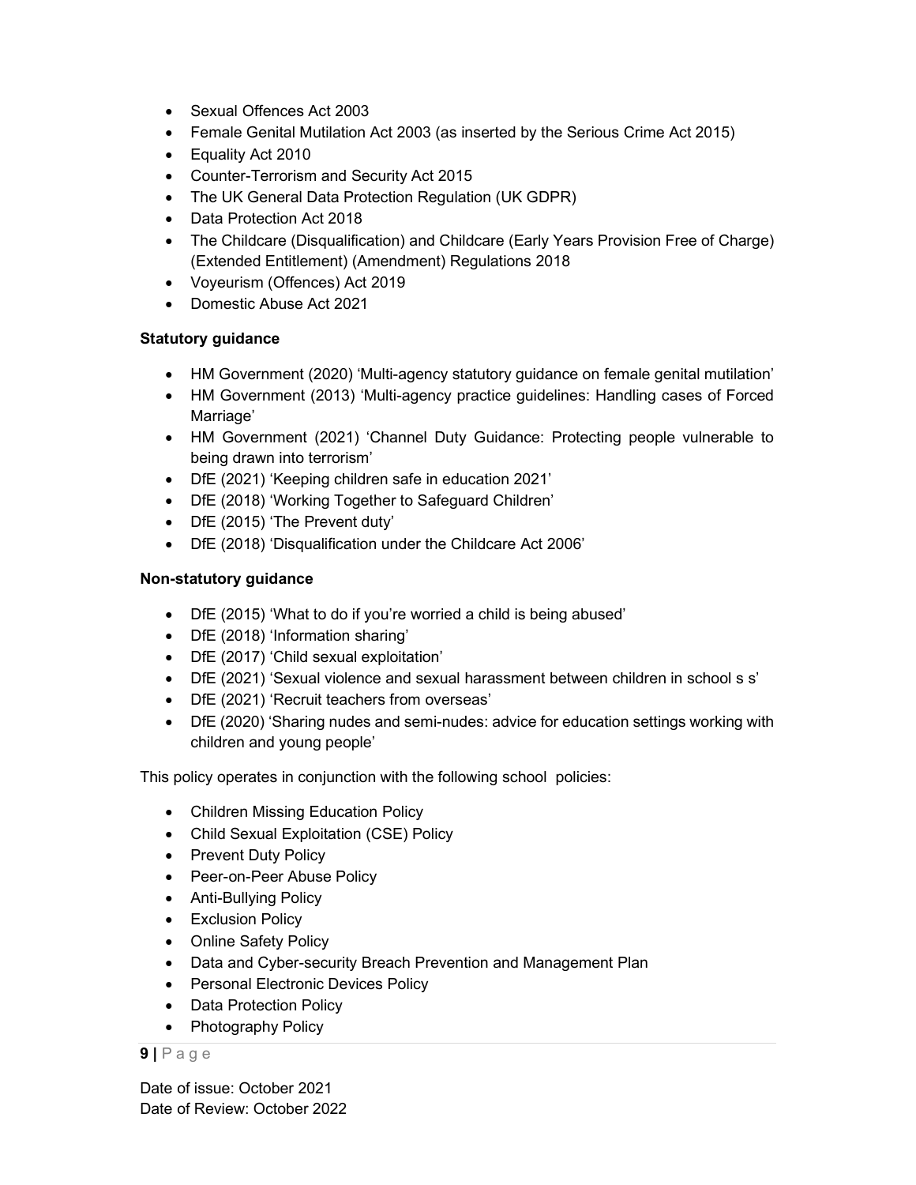- Sexual Offences Act 2003
- Female Genital Mutilation Act 2003 (as inserted by the Serious Crime Act 2015)
- Equality Act 2010
- Counter-Terrorism and Security Act 2015
- The UK General Data Protection Regulation (UK GDPR)
- Data Protection Act 2018
- The Childcare (Disqualification) and Childcare (Early Years Provision Free of Charge) (Extended Entitlement) (Amendment) Regulations 2018
- Voyeurism (Offences) Act 2019
- Domestic Abuse Act 2021

**Statutory guidance**

- HM Government (2020) 'Multi-agency statutory guidance on female genital mutilation'
- HM Government (2013) 'Multi-agency practice guidelines: Handling cases of Forced Marriage'
- HM Government (2021) 'Channel Duty Guidance: Protecting people vulnerable to being drawn into terrorism'
- DfE (2021) 'Keeping children safe in education 2021'
- DfE (2018) 'Working Together to Safeguard Children'
- DfE (2015) 'The Prevent duty'
- DfE (2018) 'Disqualification under the Childcare Act 2006'

**Non-statutory guidance**

- DfE (2015) 'What to do if you're worried a child is being abused'
- DfE (2018) 'Information sharing'
- DfE (2017) 'Child sexual exploitation'
- DfE (2021) 'Sexual violence and sexual harassment between children in school s s'
- DfE (2021) 'Recruit teachers from overseas'
- DfE (2020) 'Sharing nudes and semi-nudes: advice for education settings working with children and young people'

This policy operates in conjunction with the following school policies:

- Children Missing Education Policy
- Child Sexual Exploitation (CSE) Policy
- Prevent Duty Policy
- Peer-on-Peer Abuse Policy
- Anti-Bullying Policy
- Exclusion Policy
- Online Safety Policy
- Data and Cyber-security Breach Prevention and Management Plan
- Personal Electronic Devices Policy
- Data Protection Policy
- Photography Policy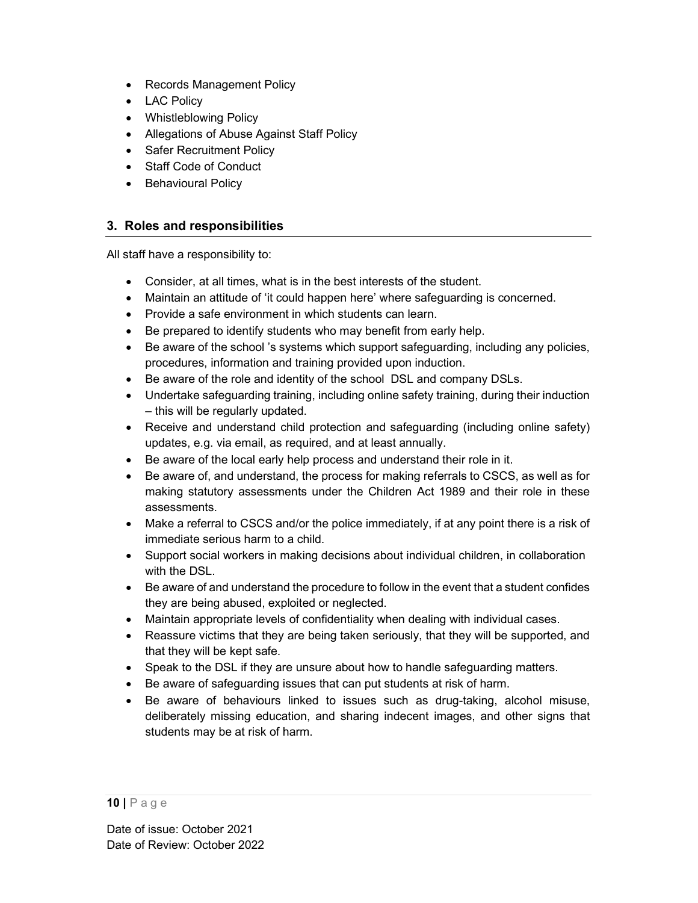- Records Management Policy
- LAC Policy
- Whistleblowing Policy
- Allegations of Abuse Against Staff Policy
- Safer Recruitment Policy
- Staff Code of Conduct
- Behavioural Policy

## 3. Roles and responsibilities

All staff have a responsibility to:

- Consider, at all times, what is in the best interests of the student.
- Maintain an attitude of 'it could happen here' where safeguarding is concerned.
- Provide a safe environment in which students can learn.
- Be prepared to identify students who may benefit from early help.
- Be aware of the school 's systems which support safeguarding, including any policies, procedures, information and training provided upon induction.
- Be aware of the role and identity of the school DSL and company DSLs.
- Undertake safeguarding training, including online safety training, during their induction – this will be regularly updated.
- Receive and understand child protection and safeguarding (including online safety) updates, e.g. via email, as required, and at least annually.
- Be aware of the local early help process and understand their role in it.
- Be aware of, and understand, the process for making referrals to CSCS, as well as for making statutory assessments under the Children Act 1989 and their role in these assessments.
- Make a referral to CSCS and/or the police immediately, if at any point there is a risk of immediate serious harm to a child.
- Support social workers in making decisions about individual children, in collaboration with the DSL.
- Be aware of and understand the procedure to follow in the event that a student confides they are being abused, exploited or neglected.
- Maintain appropriate levels of confidentiality when dealing with individual cases.
- Reassure victims that they are being taken seriously, that they will be supported, and that they will be kept safe.
- Speak to the DSL if they are unsure about how to handle safeguarding matters.
- Be aware of safeguarding issues that can put students at risk of harm.
- Be aware of behaviours linked to issues such as drug-taking, alcohol misuse, deliberately missing education, and sharing indecent images, and other signs that students may be at risk of harm.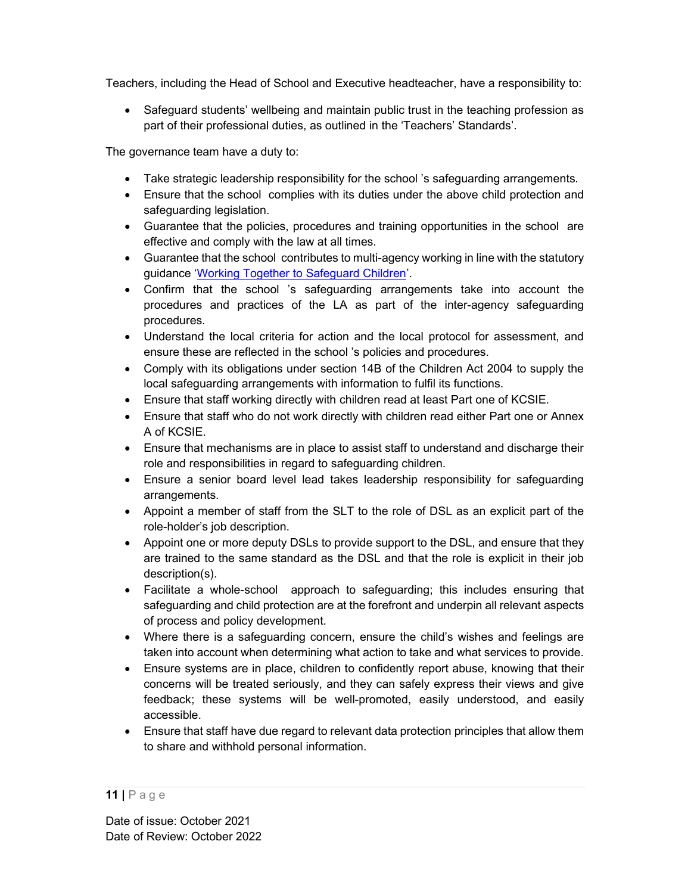Teachers, including the Head of School and Executive headteacher, have a responsibility to:

- Safeguard students' wellbeing and maintain public trust in the teaching profession as part of their professional duties, as outlined in the 'Teachers' Standards'.

The governance team have a duty to:

- Take strategic leadership responsibility for the school 's safeguarding arrangements.
- Ensure that the school complies with its duties under the above child protection and safeguarding legislation.
- Guarantee that the policies, procedures and training opportunities in the school are effective and comply with the law at all times.
- Guarantee that the school contributes to multi-agency working in line with the statutory guidance '[Working Together to Safeguard Children](#)'.
- Confirm that the school 's safeguarding arrangements take into account the procedures and practices of the LA as part of the inter-agency safeguarding procedures.
- Understand the local criteria for action and the local protocol for assessment, and ensure these are reflected in the school 's policies and procedures.
- Comply with its obligations under section 14B of the Children Act 2004 to supply the local safeguarding arrangements with information to fulfil its functions.
- Ensure that staff working directly with children read at least Part one of KCSIE.
- Ensure that staff who do not work directly with children read either Part one or Annex A of KCSIE.
- Ensure that mechanisms are in place to assist staff to understand and discharge their role and responsibilities in regard to safeguarding children.
- Ensure a senior board level lead takes leadership responsibility for safeguarding arrangements.
- Appoint a member of staff from the SLT to the role of DSL as an explicit part of the role-holder's job description.
- Appoint one or more deputy DSLs to provide support to the DSL, and ensure that they are trained to the same standard as the DSL and that the role is explicit in their job description(s).
- Facilitate a whole-school approach to safeguarding; this includes ensuring that safeguarding and child protection are at the forefront and underpin all relevant aspects of process and policy development.
- Where there is a safeguarding concern, ensure the child's wishes and feelings are taken into account when determining what action to take and what services to provide.
- Ensure systems are in place, children to confidently report abuse, knowing that their concerns will be treated seriously, and they can safely express their views and give feedback; these systems will be well-promoted, easily understood, and easily accessible.
- Ensure that staff have due regard to relevant data protection principles that allow them to share and withhold personal information.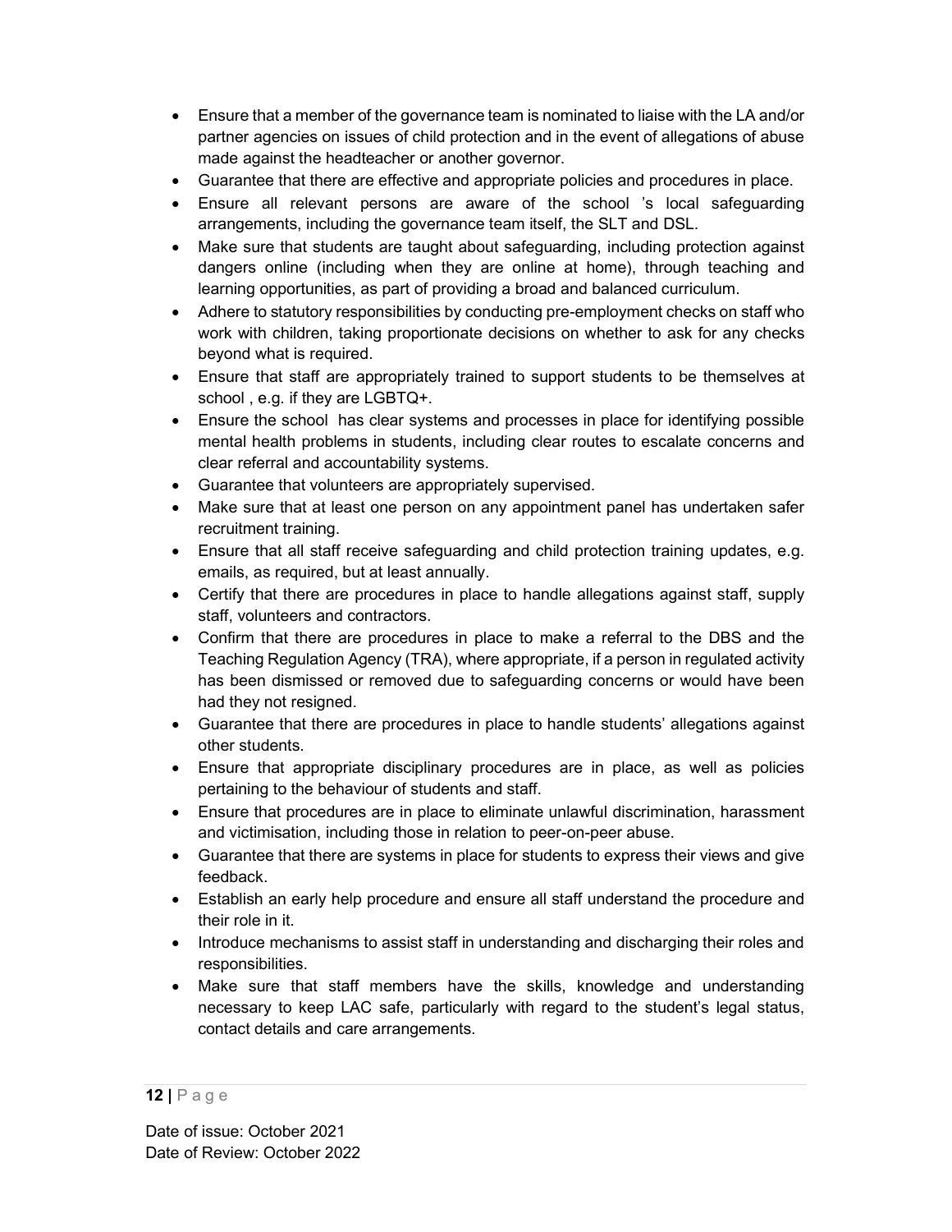- Ensure that a member of the governance team is nominated to liaise with the LA and/or partner agencies on issues of child protection and in the event of allegations of abuse made against the headteacher or another governor.
- Guarantee that there are effective and appropriate policies and procedures in place.
- Ensure all relevant persons are aware of the school 's local safeguarding arrangements, including the governance team itself, the SLT and DSL.
- Make sure that students are taught about safeguarding, including protection against dangers online (including when they are online at home), through teaching and learning opportunities, as part of providing a broad and balanced curriculum.
- Adhere to statutory responsibilities by conducting pre-employment checks on staff who work with children, taking proportionate decisions on whether to ask for any checks beyond what is required.
- Ensure that staff are appropriately trained to support students to be themselves at school , e.g. if they are LGBTQ+.
- Ensure the school has clear systems and processes in place for identifying possible mental health problems in students, including clear routes to escalate concerns and clear referral and accountability systems.
- Guarantee that volunteers are appropriately supervised.
- Make sure that at least one person on any appointment panel has undertaken safer recruitment training.
- Ensure that all staff receive safeguarding and child protection training updates, e.g. emails, as required, but at least annually.
- Certify that there are procedures in place to handle allegations against staff, supply staff, volunteers and contractors.
- Confirm that there are procedures in place to make a referral to the DBS and the Teaching Regulation Agency (TRA), where appropriate, if a person in regulated activity has been dismissed or removed due to safeguarding concerns or would have been had they not resigned.
- Guarantee that there are procedures in place to handle students' allegations against other students.
- Ensure that appropriate disciplinary procedures are in place, as well as policies pertaining to the behaviour of students and staff.
- Ensure that procedures are in place to eliminate unlawful discrimination, harassment and victimisation, including those in relation to peer-on-peer abuse.
- Guarantee that there are systems in place for students to express their views and give feedback.
- Establish an early help procedure and ensure all staff understand the procedure and their role in it.
- Introduce mechanisms to assist staff in understanding and discharging their roles and responsibilities.
- Make sure that staff members have the skills, knowledge and understanding necessary to keep LAC safe, particularly with regard to the student's legal status, contact details and care arrangements.

Date of issue: October 2021
Date of Review: October 2022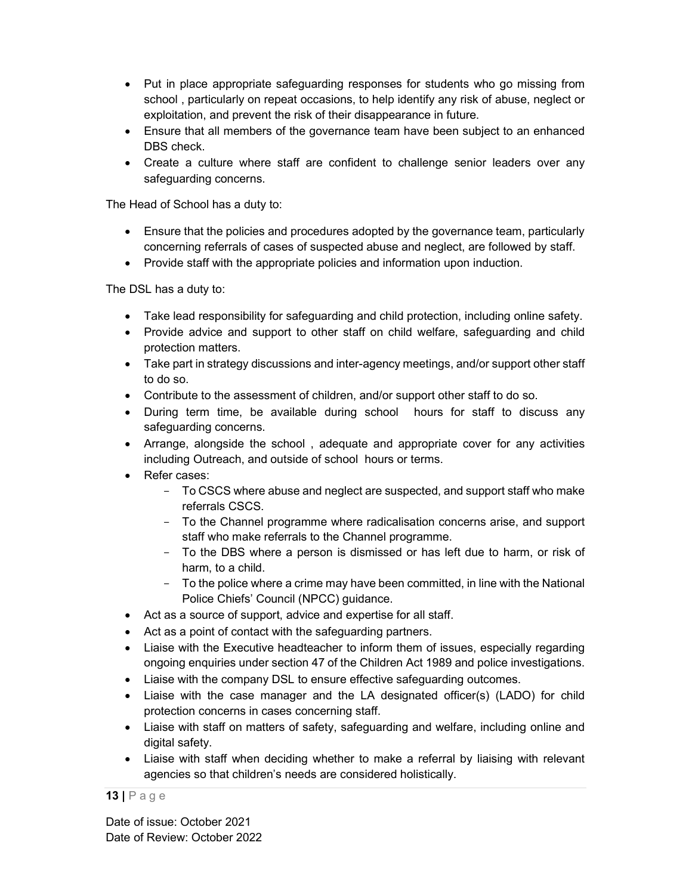- Put in place appropriate safeguarding responses for students who go missing from school , particularly on repeat occasions, to help identify any risk of abuse, neglect or exploitation, and prevent the risk of their disappearance in future.
- Ensure that all members of the governance team have been subject to an enhanced DBS check.
- Create a culture where staff are confident to challenge senior leaders over any safeguarding concerns.

The Head of School has a duty to:

- Ensure that the policies and procedures adopted by the governance team, particularly concerning referrals of cases of suspected abuse and neglect, are followed by staff.
- Provide staff with the appropriate policies and information upon induction.

The DSL has a duty to:

- Take lead responsibility for safeguarding and child protection, including online safety.
- Provide advice and support to other staff on child welfare, safeguarding and child protection matters.
- Take part in strategy discussions and inter-agency meetings, and/or support other staff to do so.
- Contribute to the assessment of children, and/or support other staff to do so.
- During term time, be available during school hours for staff to discuss any safeguarding concerns.
- Arrange, alongside the school , adequate and appropriate cover for any activities including Outreach, and outside of school hours or terms.
- Refer cases:
  - To CSCS where abuse and neglect are suspected, and support staff who make referrals CSCS.
  - To the Channel programme where radicalisation concerns arise, and support staff who make referrals to the Channel programme.
  - To the DBS where a person is dismissed or has left due to harm, or risk of harm, to a child.
  - To the police where a crime may have been committed, in line with the National Police Chiefs' Council (NPCC) guidance.
- Act as a source of support, advice and expertise for all staff.
- Act as a point of contact with the safeguarding partners.
- Liaise with the Executive headteacher to inform them of issues, especially regarding ongoing enquiries under section 47 of the Children Act 1989 and police investigations.
- Liaise with the company DSL to ensure effective safeguarding outcomes.
- Liaise with the case manager and the LA designated officer(s) (LADO) for child protection concerns in cases concerning staff.
- Liaise with staff on matters of safety, safeguarding and welfare, including online and digital safety.
- Liaise with staff when deciding whether to make a referral by liaising with relevant agencies so that children's needs are considered holistically.

Date of issue: October 2021
Date of Review: October 2022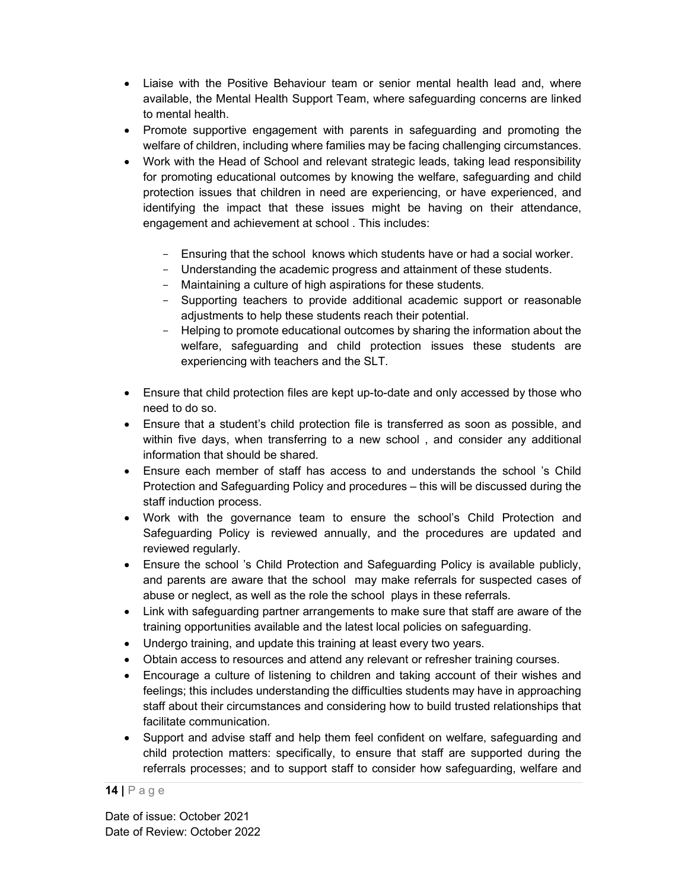- Liaise with the Positive Behaviour team or senior mental health lead and, where available, the Mental Health Support Team, where safeguarding concerns are linked to mental health.
- Promote supportive engagement with parents in safeguarding and promoting the welfare of children, including where families may be facing challenging circumstances.
- Work with the Head of School and relevant strategic leads, taking lead responsibility for promoting educational outcomes by knowing the welfare, safeguarding and child protection issues that children in need are experiencing, or have experienced, and identifying the impact that these issues might be having on their attendance, engagement and achievement at school . This includes:

    - Ensuring that the school knows which students have or had a social worker.
    - Understanding the academic progress and attainment of these students.
    - Maintaining a culture of high aspirations for these students.
    - Supporting teachers to provide additional academic support or reasonable adjustments to help these students reach their potential.
    - Helping to promote educational outcomes by sharing the information about the welfare, safeguarding and child protection issues these students are experiencing with teachers and the SLT.

- Ensure that child protection files are kept up-to-date and only accessed by those who need to do so.
- Ensure that a student's child protection file is transferred as soon as possible, and within five days, when transferring to a new school , and consider any additional information that should be shared.
- Ensure each member of staff has access to and understands the school 's Child Protection and Safeguarding Policy and procedures – this will be discussed during the staff induction process.
- Work with the governance team to ensure the school's Child Protection and Safeguarding Policy is reviewed annually, and the procedures are updated and reviewed regularly.
- Ensure the school 's Child Protection and Safeguarding Policy is available publicly, and parents are aware that the school may make referrals for suspected cases of abuse or neglect, as well as the role the school plays in these referrals.
- Link with safeguarding partner arrangements to make sure that staff are aware of the training opportunities available and the latest local policies on safeguarding.
- Undergo training, and update this training at least every two years.
- Obtain access to resources and attend any relevant or refresher training courses.
- Encourage a culture of listening to children and taking account of their wishes and feelings; this includes understanding the difficulties students may have in approaching staff about their circumstances and considering how to build trusted relationships that facilitate communication.
- Support and advise staff and help them feel confident on welfare, safeguarding and child protection matters: specifically, to ensure that staff are supported during the referrals processes; and to support staff to consider how safeguarding, welfare and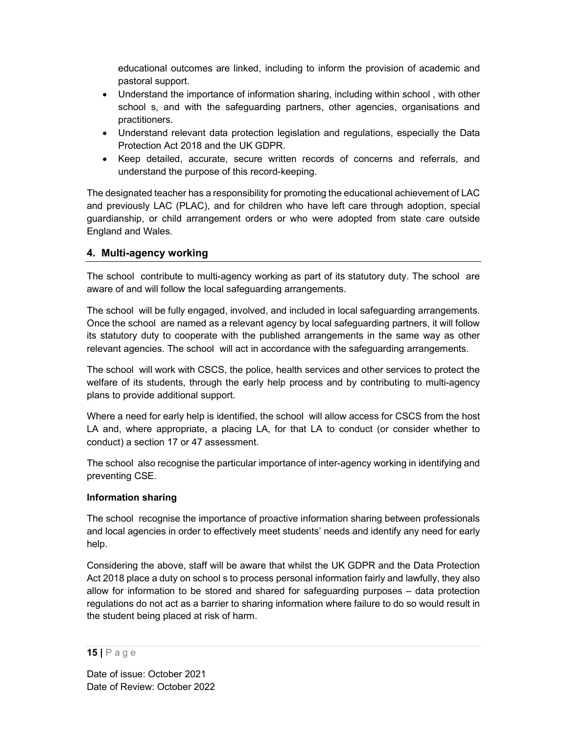educational outcomes are linked, including to inform the provision of academic and pastoral support.

- Understand the importance of information sharing, including within school , with other school s, and with the safeguarding partners, other agencies, organisations and practitioners.
- Understand relevant data protection legislation and regulations, especially the Data Protection Act 2018 and the UK GDPR.
- Keep detailed, accurate, secure written records of concerns and referrals, and understand the purpose of this record-keeping.

The designated teacher has a responsibility for promoting the educational achievement of LAC and previously LAC (PLAC), and for children who have left care through adoption, special guardianship, or child arrangement orders or who were adopted from state care outside England and Wales.

## 4. Multi-agency working

The school contribute to multi-agency working as part of its statutory duty. The school are aware of and will follow the local safeguarding arrangements.

The school will be fully engaged, involved, and included in local safeguarding arrangements. Once the school are named as a relevant agency by local safeguarding partners, it will follow its statutory duty to cooperate with the published arrangements in the same way as other relevant agencies. The school will act in accordance with the safeguarding arrangements.

The school will work with CSCS, the police, health services and other services to protect the welfare of its students, through the early help process and by contributing to multi-agency plans to provide additional support.

Where a need for early help is identified, the school will allow access for CSCS from the host LA and, where appropriate, a placing LA, for that LA to conduct (or consider whether to conduct) a section 17 or 47 assessment.

The school also recognise the particular importance of inter-agency working in identifying and preventing CSE.

**Information sharing**

The school recognise the importance of proactive information sharing between professionals and local agencies in order to effectively meet students' needs and identify any need for early help.

Considering the above, staff will be aware that whilst the UK GDPR and the Data Protection Act 2018 place a duty on school s to process personal information fairly and lawfully, they also allow for information to be stored and shared for safeguarding purposes – data protection regulations do not act as a barrier to sharing information where failure to do so would result in the student being placed at risk of harm.

Date of issue: October 2021
Date of Review: October 2022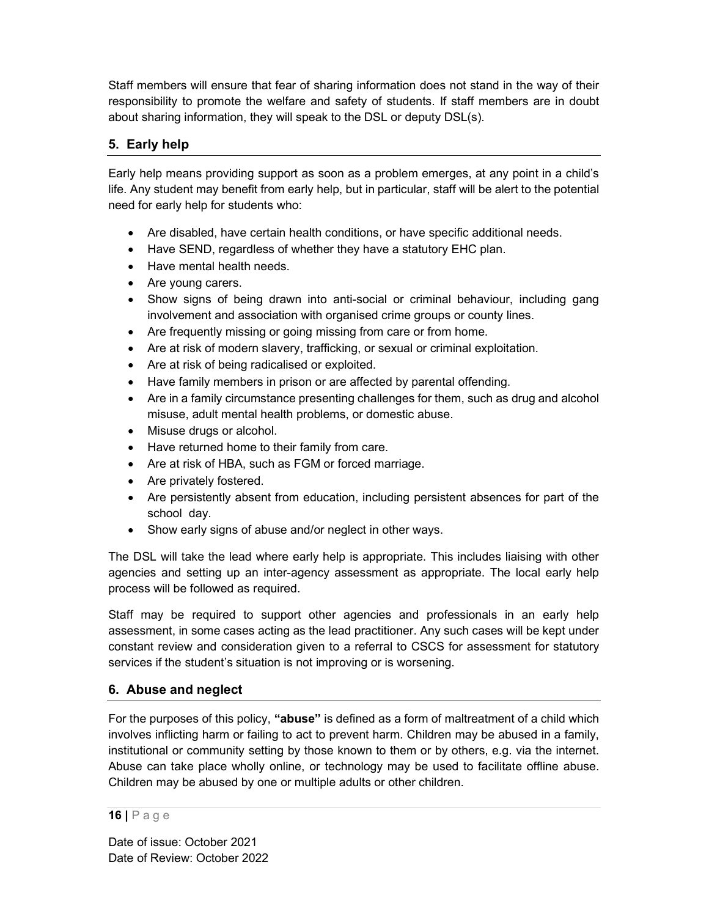Staff members will ensure that fear of sharing information does not stand in the way of their responsibility to promote the welfare and safety of students. If staff members are in doubt about sharing information, they will speak to the DSL or deputy DSL(s).

## 5. Early help

Early help means providing support as soon as a problem emerges, at any point in a child's life. Any student may benefit from early help, but in particular, staff will be alert to the potential need for early help for students who:

- Are disabled, have certain health conditions, or have specific additional needs.
- Have SEND, regardless of whether they have a statutory EHC plan.
- Have mental health needs.
- Are young carers.
- Show signs of being drawn into anti-social or criminal behaviour, including gang involvement and association with organised crime groups or county lines.
- Are frequently missing or going missing from care or from home.
- Are at risk of modern slavery, trafficking, or sexual or criminal exploitation.
- Are at risk of being radicalised or exploited.
- Have family members in prison or are affected by parental offending.
- Are in a family circumstance presenting challenges for them, such as drug and alcohol misuse, adult mental health problems, or domestic abuse.
- Misuse drugs or alcohol.
- Have returned home to their family from care.
- Are at risk of HBA, such as FGM or forced marriage.
- Are privately fostered.
- Are persistently absent from education, including persistent absences for part of the school day.
- Show early signs of abuse and/or neglect in other ways.

The DSL will take the lead where early help is appropriate. This includes liaising with other agencies and setting up an inter-agency assessment as appropriate. The local early help process will be followed as required.

Staff may be required to support other agencies and professionals in an early help assessment, in some cases acting as the lead practitioner. Any such cases will be kept under constant review and consideration given to a referral to CSCS for assessment for statutory services if the student's situation is not improving or is worsening.

## 6. Abuse and neglect

For the purposes of this policy, **"abuse"** is defined as a form of maltreatment of a child which involves inflicting harm or failing to act to prevent harm. Children may be abused in a family, institutional or community setting by those known to them or by others, e.g. via the internet. Abuse can take place wholly online, or technology may be used to facilitate offline abuse. Children may be abused by one or multiple adults or other children.

Date of issue: October 2021
Date of Review: October 2022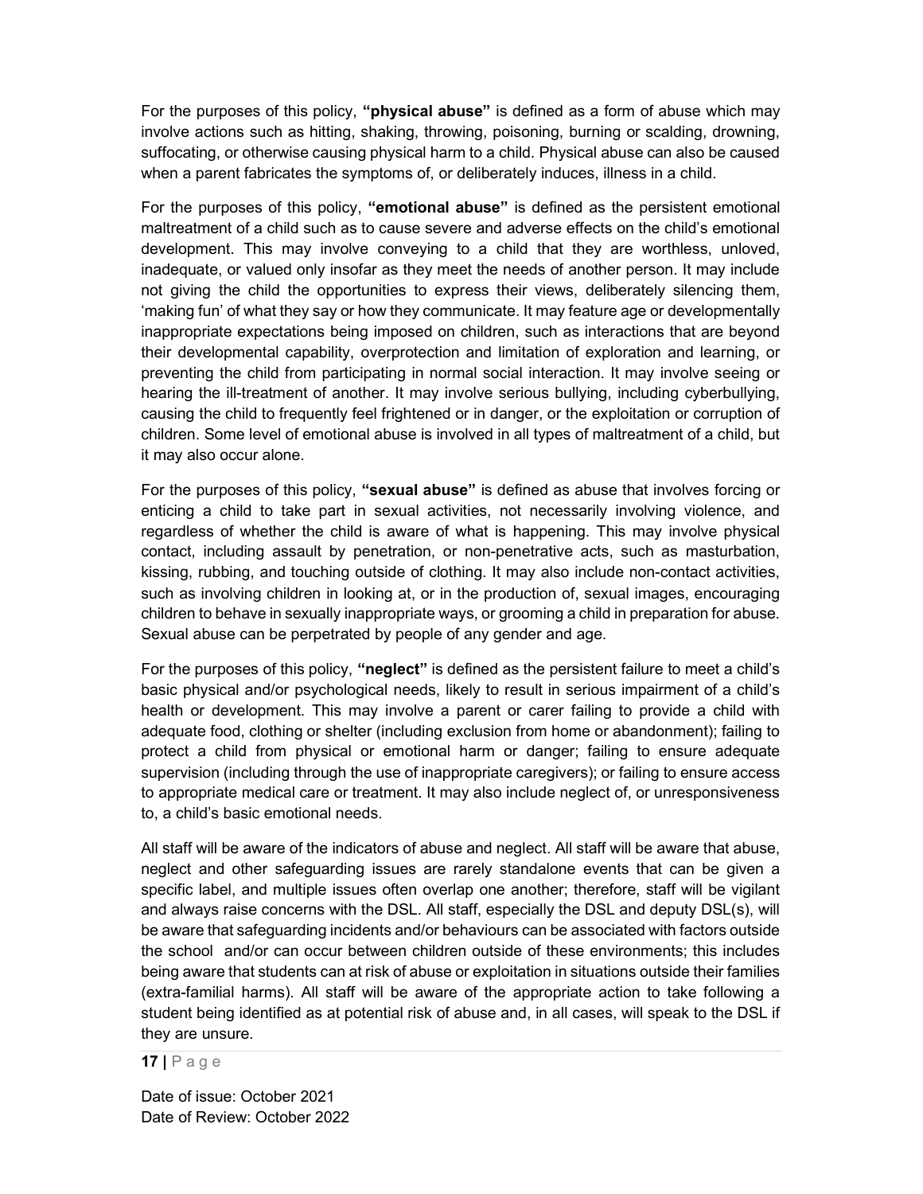For the purposes of this policy, **"physical abuse"** is defined as a form of abuse which may involve actions such as hitting, shaking, throwing, poisoning, burning or scalding, drowning, suffocating, or otherwise causing physical harm to a child. Physical abuse can also be caused when a parent fabricates the symptoms of, or deliberately induces, illness in a child.

For the purposes of this policy, **"emotional abuse"** is defined as the persistent emotional maltreatment of a child such as to cause severe and adverse effects on the child's emotional development. This may involve conveying to a child that they are worthless, unloved, inadequate, or valued only insofar as they meet the needs of another person. It may include not giving the child the opportunities to express their views, deliberately silencing them, 'making fun' of what they say or how they communicate. It may feature age or developmentally inappropriate expectations being imposed on children, such as interactions that are beyond their developmental capability, overprotection and limitation of exploration and learning, or preventing the child from participating in normal social interaction. It may involve seeing or hearing the ill-treatment of another. It may involve serious bullying, including cyberbullying, causing the child to frequently feel frightened or in danger, or the exploitation or corruption of children. Some level of emotional abuse is involved in all types of maltreatment of a child, but it may also occur alone.

For the purposes of this policy, **"sexual abuse"** is defined as abuse that involves forcing or enticing a child to take part in sexual activities, not necessarily involving violence, and regardless of whether the child is aware of what is happening. This may involve physical contact, including assault by penetration, or non-penetrative acts, such as masturbation, kissing, rubbing, and touching outside of clothing. It may also include non-contact activities, such as involving children in looking at, or in the production of, sexual images, encouraging children to behave in sexually inappropriate ways, or grooming a child in preparation for abuse. Sexual abuse can be perpetrated by people of any gender and age.

For the purposes of this policy, **"neglect"** is defined as the persistent failure to meet a child's basic physical and/or psychological needs, likely to result in serious impairment of a child's health or development. This may involve a parent or carer failing to provide a child with adequate food, clothing or shelter (including exclusion from home or abandonment); failing to protect a child from physical or emotional harm or danger; failing to ensure adequate supervision (including through the use of inappropriate caregivers); or failing to ensure access to appropriate medical care or treatment. It may also include neglect of, or unresponsiveness to, a child's basic emotional needs.

All staff will be aware of the indicators of abuse and neglect. All staff will be aware that abuse, neglect and other safeguarding issues are rarely standalone events that can be given a specific label, and multiple issues often overlap one another; therefore, staff will be vigilant and always raise concerns with the DSL. All staff, especially the DSL and deputy DSL(s), will be aware that safeguarding incidents and/or behaviours can be associated with factors outside the school and/or can occur between children outside of these environments; this includes being aware that students can at risk of abuse or exploitation in situations outside their families (extra-familial harms). All staff will be aware of the appropriate action to take following a student being identified as at potential risk of abuse and, in all cases, will speak to the DSL if they are unsure.

Date of issue: October 2021
Date of Review: October 2022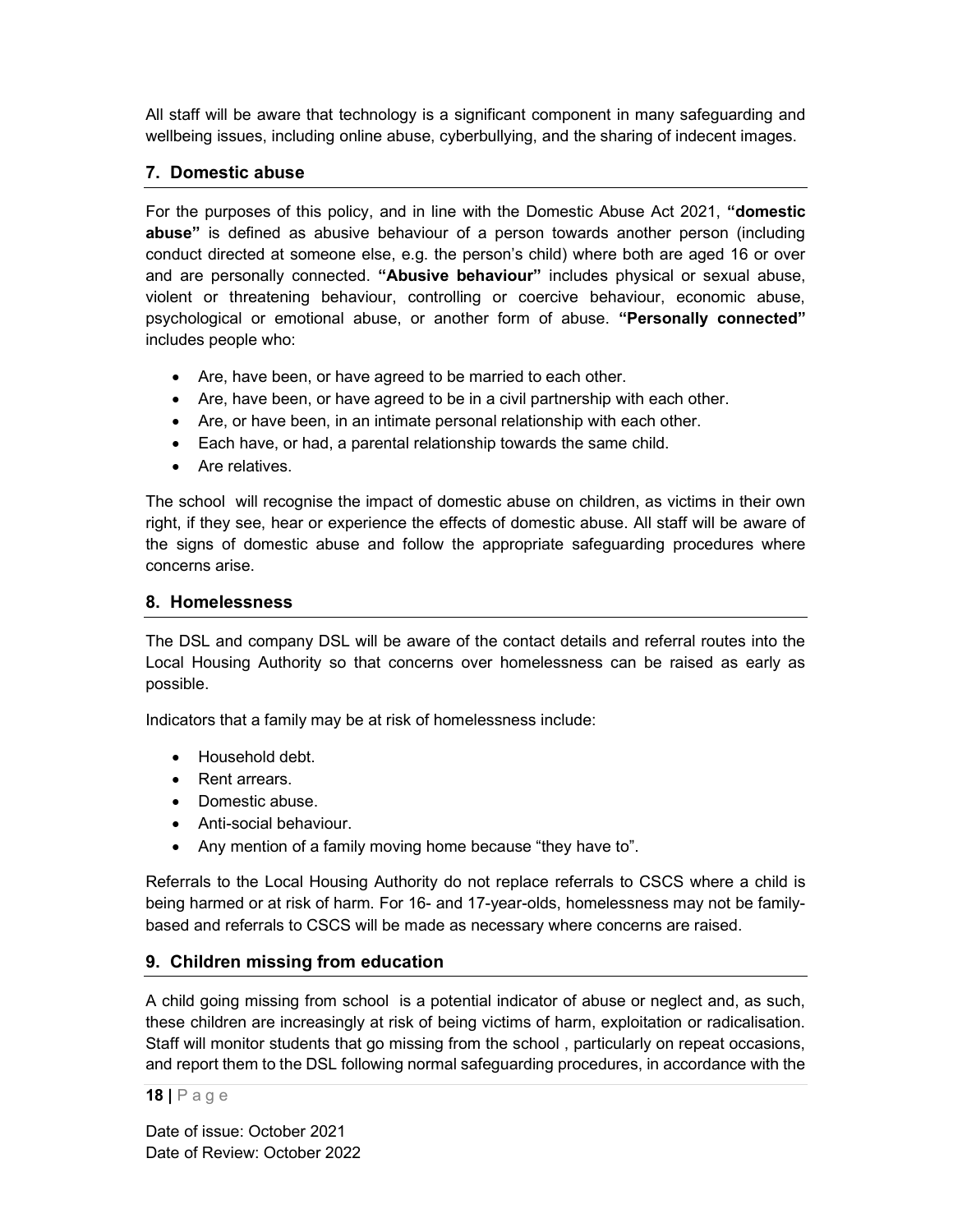All staff will be aware that technology is a significant component in many safeguarding and wellbeing issues, including online abuse, cyberbullying, and the sharing of indecent images.

## 7. Domestic abuse

For the purposes of this policy, and in line with the Domestic Abuse Act 2021, **"domestic abuse"** is defined as abusive behaviour of a person towards another person (including conduct directed at someone else, e.g. the person's child) where both are aged 16 or over and are personally connected. **"Abusive behaviour"** includes physical or sexual abuse, violent or threatening behaviour, controlling or coercive behaviour, economic abuse, psychological or emotional abuse, or another form of abuse. **"Personally connected"** includes people who:

- Are, have been, or have agreed to be married to each other.
- Are, have been, or have agreed to be in a civil partnership with each other.
- Are, or have been, in an intimate personal relationship with each other.
- Each have, or had, a parental relationship towards the same child.
- Are relatives.

The school will recognise the impact of domestic abuse on children, as victims in their own right, if they see, hear or experience the effects of domestic abuse. All staff will be aware of the signs of domestic abuse and follow the appropriate safeguarding procedures where concerns arise.

## 8. Homelessness

The DSL and company DSL will be aware of the contact details and referral routes into the Local Housing Authority so that concerns over homelessness can be raised as early as possible.

Indicators that a family may be at risk of homelessness include:

- Household debt.
- Rent arrears.
- Domestic abuse.
- Anti-social behaviour.
- Any mention of a family moving home because "they have to".

Referrals to the Local Housing Authority do not replace referrals to CSCS where a child is being harmed or at risk of harm. For 16- and 17-year-olds, homelessness may not be family-based and referrals to CSCS will be made as necessary where concerns are raised.

## 9. Children missing from education

A child going missing from school is a potential indicator of abuse or neglect and, as such, these children are increasingly at risk of being victims of harm, exploitation or radicalisation. Staff will monitor students that go missing from the school , particularly on repeat occasions, and report them to the DSL following normal safeguarding procedures, in accordance with the

Date of issue: October 2021
Date of Review: October 2022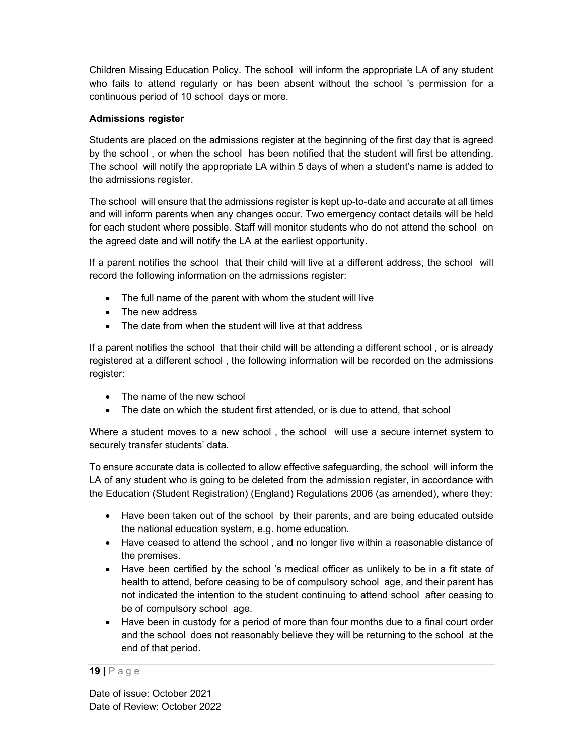Children Missing Education Policy. The school will inform the appropriate LA of any student who fails to attend regularly or has been absent without the school's permission for a continuous period of 10 school days or more.

**Admissions register**

Students are placed on the admissions register at the beginning of the first day that is agreed by the school, or when the school has been notified that the student will first be attending. The school will notify the appropriate LA within 5 days of when a student's name is added to the admissions register.

The school will ensure that the admissions register is kept up-to-date and accurate at all times and will inform parents when any changes occur. Two emergency contact details will be held for each student where possible. Staff will monitor students who do not attend the school on the agreed date and will notify the LA at the earliest opportunity.

If a parent notifies the school that their child will live at a different address, the school will record the following information on the admissions register:

- The full name of the parent with whom the student will live
- The new address
- The date from when the student will live at that address

If a parent notifies the school that their child will be attending a different school, or is already registered at a different school, the following information will be recorded on the admissions register:

- The name of the new school
- The date on which the student first attended, or is due to attend, that school

Where a student moves to a new school, the school will use a secure internet system to securely transfer students' data.

To ensure accurate data is collected to allow effective safeguarding, the school will inform the LA of any student who is going to be deleted from the admission register, in accordance with the Education (Student Registration) (England) Regulations 2006 (as amended), where they:

- Have been taken out of the school by their parents, and are being educated outside the national education system, e.g. home education.
- Have ceased to attend the school, and no longer live within a reasonable distance of the premises.
- Have been certified by the school's medical officer as unlikely to be in a fit state of health to attend, before ceasing to be of compulsory school age, and their parent has not indicated the intention to the student continuing to attend school after ceasing to be of compulsory school age.
- Have been in custody for a period of more than four months due to a final court order and the school does not reasonably believe they will be returning to the school at the end of that period.

Date of issue: October 2021
Date of Review: October 2022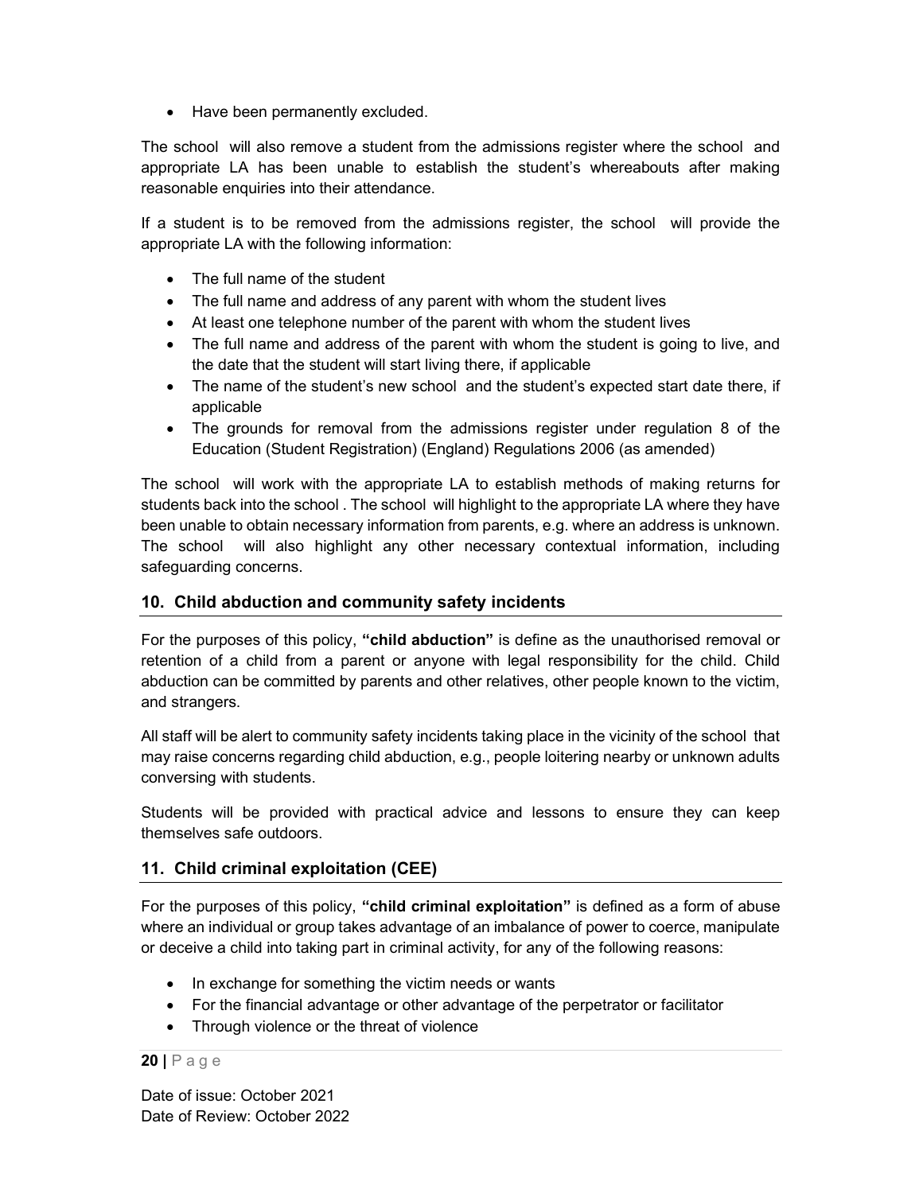- Have been permanently excluded.

The school will also remove a student from the admissions register where the school and appropriate LA has been unable to establish the student's whereabouts after making reasonable enquiries into their attendance.

If a student is to be removed from the admissions register, the school will provide the appropriate LA with the following information:

- The full name of the student
- The full name and address of any parent with whom the student lives
- At least one telephone number of the parent with whom the student lives
- The full name and address of the parent with whom the student is going to live, and the date that the student will start living there, if applicable
- The name of the student's new school and the student's expected start date there, if applicable
- The grounds for removal from the admissions register under regulation 8 of the Education (Student Registration) (England) Regulations 2006 (as amended)

The school will work with the appropriate LA to establish methods of making returns for students back into the school . The school will highlight to the appropriate LA where they have been unable to obtain necessary information from parents, e.g. where an address is unknown. The school will also highlight any other necessary contextual information, including safeguarding concerns.

## 10. Child abduction and community safety incidents

For the purposes of this policy, **"child abduction"** is define as the unauthorised removal or retention of a child from a parent or anyone with legal responsibility for the child. Child abduction can be committed by parents and other relatives, other people known to the victim, and strangers.

All staff will be alert to community safety incidents taking place in the vicinity of the school that may raise concerns regarding child abduction, e.g., people loitering nearby or unknown adults conversing with students.

Students will be provided with practical advice and lessons to ensure they can keep themselves safe outdoors.

## 11. Child criminal exploitation (CEE)

For the purposes of this policy, **"child criminal exploitation"** is defined as a form of abuse where an individual or group takes advantage of an imbalance of power to coerce, manipulate or deceive a child into taking part in criminal activity, for any of the following reasons:

- In exchange for something the victim needs or wants
- For the financial advantage or other advantage of the perpetrator or facilitator
- Through violence or the threat of violence

Date of issue: October 2021
Date of Review: October 2022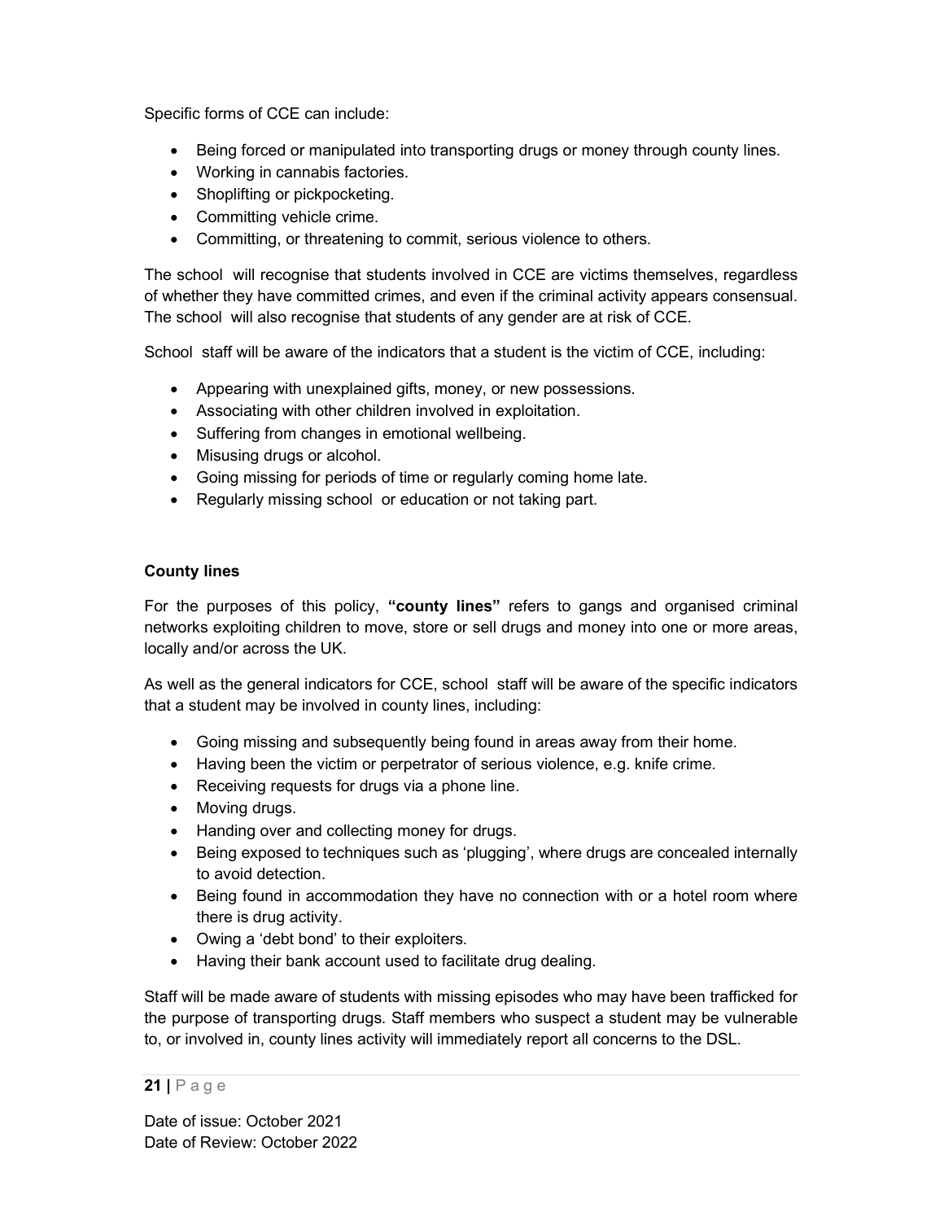Specific forms of CCE can include:

- Being forced or manipulated into transporting drugs or money through county lines.
- Working in cannabis factories.
- Shoplifting or pickpocketing.
- Committing vehicle crime.
- Committing, or threatening to commit, serious violence to others.

The school will recognise that students involved in CCE are victims themselves, regardless of whether they have committed crimes, and even if the criminal activity appears consensual. The school will also recognise that students of any gender are at risk of CCE.

School staff will be aware of the indicators that a student is the victim of CCE, including:

- Appearing with unexplained gifts, money, or new possessions.
- Associating with other children involved in exploitation.
- Suffering from changes in emotional wellbeing.
- Misusing drugs or alcohol.
- Going missing for periods of time or regularly coming home late.
- Regularly missing school or education or not taking part.

**County lines**

For the purposes of this policy, **"county lines"** refers to gangs and organised criminal networks exploiting children to move, store or sell drugs and money into one or more areas, locally and/or across the UK.

As well as the general indicators for CCE, school staff will be aware of the specific indicators that a student may be involved in county lines, including:

- Going missing and subsequently being found in areas away from their home.
- Having been the victim or perpetrator of serious violence, e.g. knife crime.
- Receiving requests for drugs via a phone line.
- Moving drugs.
- Handing over and collecting money for drugs.
- Being exposed to techniques such as 'plugging', where drugs are concealed internally to avoid detection.
- Being found in accommodation they have no connection with or a hotel room where there is drug activity.
- Owing a 'debt bond' to their exploiters.
- Having their bank account used to facilitate drug dealing.

Staff will be made aware of students with missing episodes who may have been trafficked for the purpose of transporting drugs. Staff members who suspect a student may be vulnerable to, or involved in, county lines activity will immediately report all concerns to the DSL.

Date of issue: October 2021
Date of Review: October 2022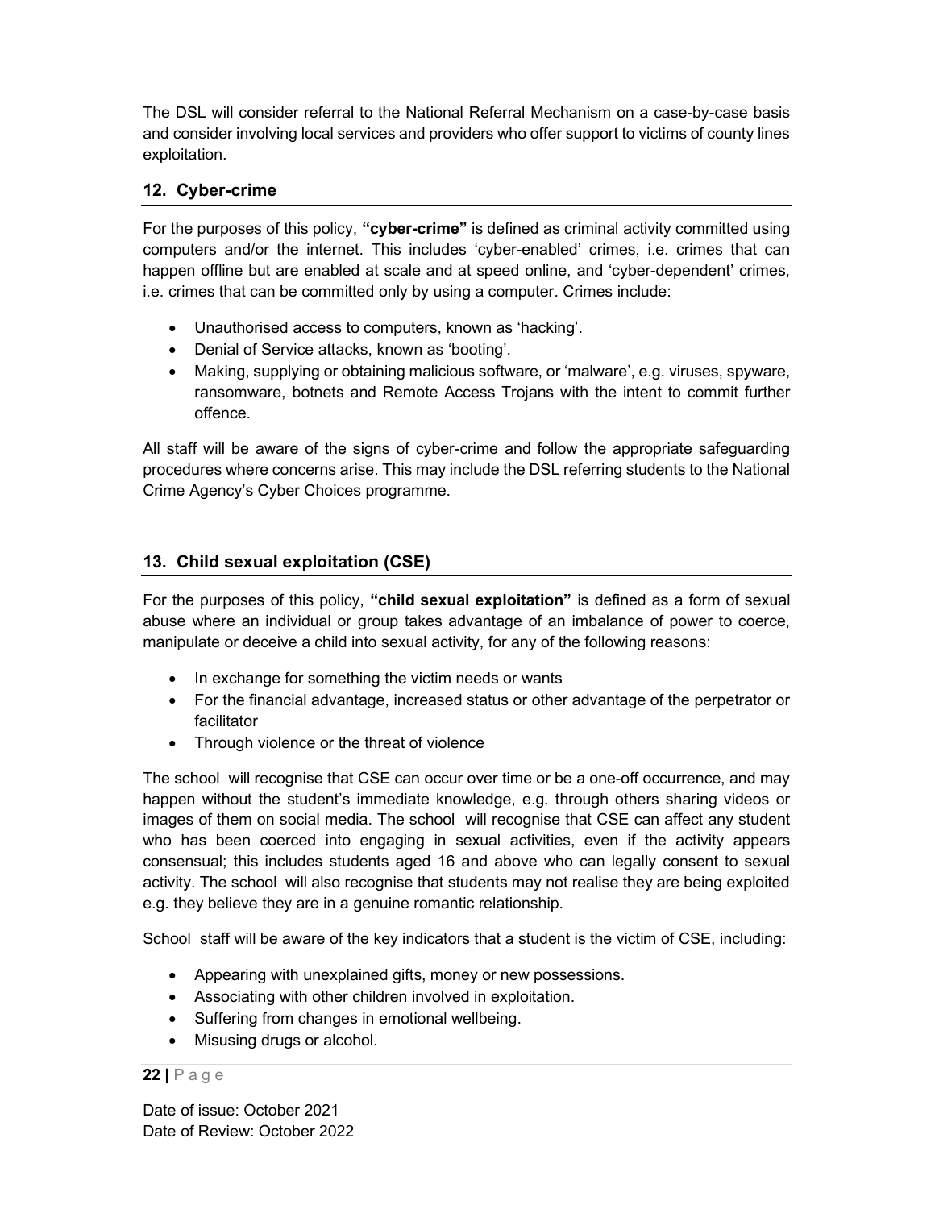The DSL will consider referral to the National Referral Mechanism on a case-by-case basis and consider involving local services and providers who offer support to victims of county lines exploitation.

## 12. Cyber-crime

For the purposes of this policy, **"cyber-crime"** is defined as criminal activity committed using computers and/or the internet. This includes 'cyber-enabled' crimes, i.e. crimes that can happen offline but are enabled at scale and at speed online, and 'cyber-dependent' crimes, i.e. crimes that can be committed only by using a computer. Crimes include:

- Unauthorised access to computers, known as 'hacking'.
- Denial of Service attacks, known as 'booting'.
- Making, supplying or obtaining malicious software, or 'malware', e.g. viruses, spyware, ransomware, botnets and Remote Access Trojans with the intent to commit further offence.

All staff will be aware of the signs of cyber-crime and follow the appropriate safeguarding procedures where concerns arise. This may include the DSL referring students to the National Crime Agency's Cyber Choices programme.

## 13. Child sexual exploitation (CSE)

For the purposes of this policy, **"child sexual exploitation"** is defined as a form of sexual abuse where an individual or group takes advantage of an imbalance of power to coerce, manipulate or deceive a child into sexual activity, for any of the following reasons:

- In exchange for something the victim needs or wants
- For the financial advantage, increased status or other advantage of the perpetrator or facilitator
- Through violence or the threat of violence

The school will recognise that CSE can occur over time or be a one-off occurrence, and may happen without the student's immediate knowledge, e.g. through others sharing videos or images of them on social media. The school will recognise that CSE can affect any student who has been coerced into engaging in sexual activities, even if the activity appears consensual; this includes students aged 16 and above who can legally consent to sexual activity. The school will also recognise that students may not realise they are being exploited e.g. they believe they are in a genuine romantic relationship.

School staff will be aware of the key indicators that a student is the victim of CSE, including:

- Appearing with unexplained gifts, money or new possessions.
- Associating with other children involved in exploitation.
- Suffering from changes in emotional wellbeing.
- Misusing drugs or alcohol.

Date of issue: October 2021
Date of Review: October 2022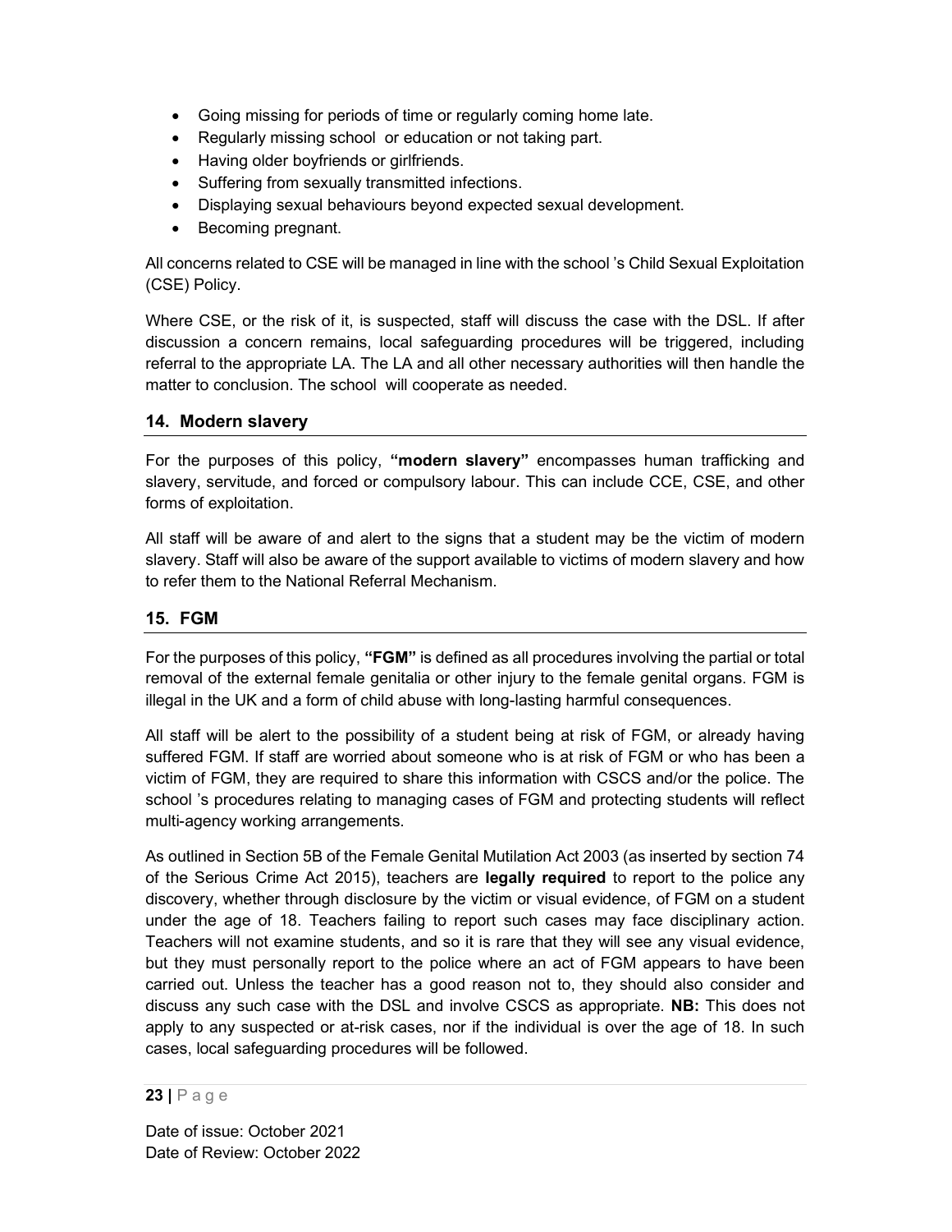- Going missing for periods of time or regularly coming home late.
- Regularly missing school or education or not taking part.
- Having older boyfriends or girlfriends.
- Suffering from sexually transmitted infections.
- Displaying sexual behaviours beyond expected sexual development.
- Becoming pregnant.

All concerns related to CSE will be managed in line with the school 's Child Sexual Exploitation (CSE) Policy.

Where CSE, or the risk of it, is suspected, staff will discuss the case with the DSL. If after discussion a concern remains, local safeguarding procedures will be triggered, including referral to the appropriate LA. The LA and all other necessary authorities will then handle the matter to conclusion. The school will cooperate as needed.

## 14. Modern slavery

For the purposes of this policy, **"modern slavery"** encompasses human trafficking and slavery, servitude, and forced or compulsory labour. This can include CCE, CSE, and other forms of exploitation.

All staff will be aware of and alert to the signs that a student may be the victim of modern slavery. Staff will also be aware of the support available to victims of modern slavery and how to refer them to the National Referral Mechanism.

## 15. FGM

For the purposes of this policy, **"FGM"** is defined as all procedures involving the partial or total removal of the external female genitalia or other injury to the female genital organs. FGM is illegal in the UK and a form of child abuse with long-lasting harmful consequences.

All staff will be alert to the possibility of a student being at risk of FGM, or already having suffered FGM. If staff are worried about someone who is at risk of FGM or who has been a victim of FGM, they are required to share this information with CSCS and/or the police. The school 's procedures relating to managing cases of FGM and protecting students will reflect multi-agency working arrangements.

As outlined in Section 5B of the Female Genital Mutilation Act 2003 (as inserted by section 74 of the Serious Crime Act 2015), teachers are **legally required** to report to the police any discovery, whether through disclosure by the victim or visual evidence, of FGM on a student under the age of 18. Teachers failing to report such cases may face disciplinary action. Teachers will not examine students, and so it is rare that they will see any visual evidence, but they must personally report to the police where an act of FGM appears to have been carried out. Unless the teacher has a good reason not to, they should also consider and discuss any such case with the DSL and involve CSCS as appropriate. **NB:** This does not apply to any suspected or at-risk cases, nor if the individual is over the age of 18. In such cases, local safeguarding procedures will be followed.

Date of issue: October 2021
Date of Review: October 2022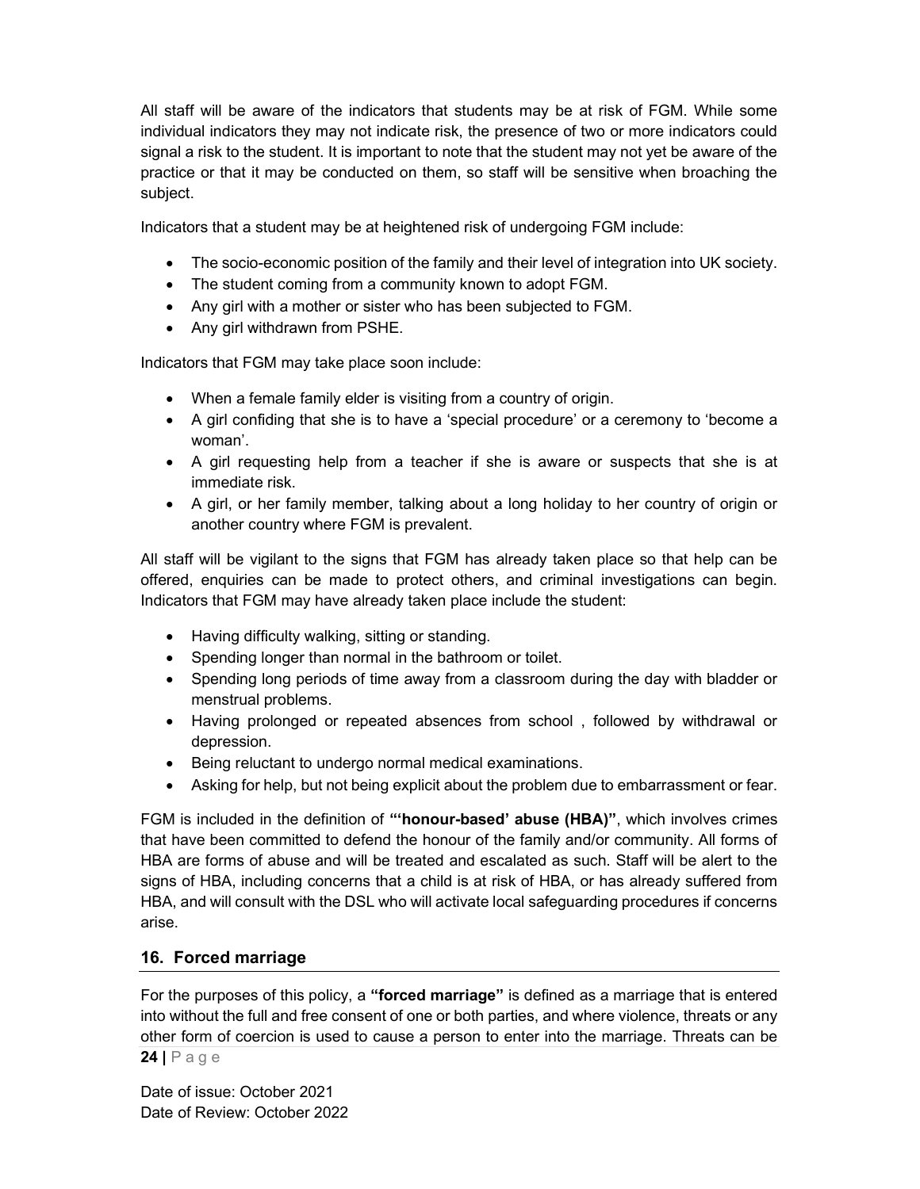All staff will be aware of the indicators that students may be at risk of FGM. While some individual indicators they may not indicate risk, the presence of two or more indicators could signal a risk to the student. It is important to note that the student may not yet be aware of the practice or that it may be conducted on them, so staff will be sensitive when broaching the subject.

Indicators that a student may be at heightened risk of undergoing FGM include:

- The socio-economic position of the family and their level of integration into UK society.
- The student coming from a community known to adopt FGM.
- Any girl with a mother or sister who has been subjected to FGM.
- Any girl withdrawn from PSHE.

Indicators that FGM may take place soon include:

- When a female family elder is visiting from a country of origin.
- A girl confiding that she is to have a 'special procedure' or a ceremony to 'become a woman'.
- A girl requesting help from a teacher if she is aware or suspects that she is at immediate risk.
- A girl, or her family member, talking about a long holiday to her country of origin or another country where FGM is prevalent.

All staff will be vigilant to the signs that FGM has already taken place so that help can be offered, enquiries can be made to protect others, and criminal investigations can begin. Indicators that FGM may have already taken place include the student:

- Having difficulty walking, sitting or standing.
- Spending longer than normal in the bathroom or toilet.
- Spending long periods of time away from a classroom during the day with bladder or menstrual problems.
- Having prolonged or repeated absences from school , followed by withdrawal or depression.
- Being reluctant to undergo normal medical examinations.
- Asking for help, but not being explicit about the problem due to embarrassment or fear.

FGM is included in the definition of **"'honour-based' abuse (HBA)"**, which involves crimes that have been committed to defend the honour of the family and/or community. All forms of HBA are forms of abuse and will be treated and escalated as such. Staff will be alert to the signs of HBA, including concerns that a child is at risk of HBA, or has already suffered from HBA, and will consult with the DSL who will activate local safeguarding procedures if concerns arise.

## 16. Forced marriage

For the purposes of this policy, a **"forced marriage"** is defined as a marriage that is entered into without the full and free consent of one or both parties, and where violence, threats or any other form of coercion is used to cause a person to enter into the marriage. Threats can be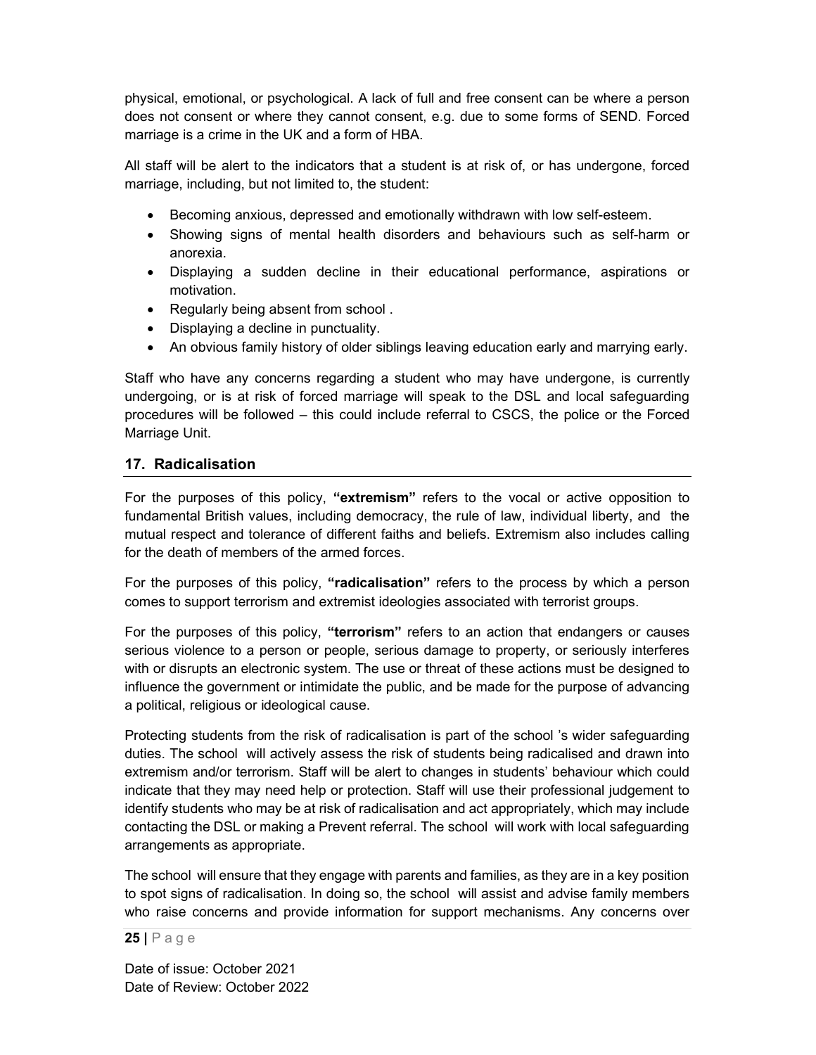physical, emotional, or psychological. A lack of full and free consent can be where a person does not consent or where they cannot consent, e.g. due to some forms of SEND. Forced marriage is a crime in the UK and a form of HBA.

All staff will be alert to the indicators that a student is at risk of, or has undergone, forced marriage, including, but not limited to, the student:

- Becoming anxious, depressed and emotionally withdrawn with low self-esteem.
- Showing signs of mental health disorders and behaviours such as self-harm or anorexia.
- Displaying a sudden decline in their educational performance, aspirations or motivation.
- Regularly being absent from school .
- Displaying a decline in punctuality.
- An obvious family history of older siblings leaving education early and marrying early.

Staff who have any concerns regarding a student who may have undergone, is currently undergoing, or is at risk of forced marriage will speak to the DSL and local safeguarding procedures will be followed – this could include referral to CSCS, the police or the Forced Marriage Unit.

## 17. Radicalisation

For the purposes of this policy, **"extremism"** refers to the vocal or active opposition to fundamental British values, including democracy, the rule of law, individual liberty, and the mutual respect and tolerance of different faiths and beliefs. Extremism also includes calling for the death of members of the armed forces.

For the purposes of this policy, **"radicalisation"** refers to the process by which a person comes to support terrorism and extremist ideologies associated with terrorist groups.

For the purposes of this policy, **"terrorism"** refers to an action that endangers or causes serious violence to a person or people, serious damage to property, or seriously interferes with or disrupts an electronic system. The use or threat of these actions must be designed to influence the government or intimidate the public, and be made for the purpose of advancing a political, religious or ideological cause.

Protecting students from the risk of radicalisation is part of the school 's wider safeguarding duties. The school will actively assess the risk of students being radicalised and drawn into extremism and/or terrorism. Staff will be alert to changes in students' behaviour which could indicate that they may need help or protection. Staff will use their professional judgement to identify students who may be at risk of radicalisation and act appropriately, which may include contacting the DSL or making a Prevent referral. The school will work with local safeguarding arrangements as appropriate.

The school will ensure that they engage with parents and families, as they are in a key position to spot signs of radicalisation. In doing so, the school will assist and advise family members who raise concerns and provide information for support mechanisms. Any concerns over

Date of issue: October 2021
Date of Review: October 2022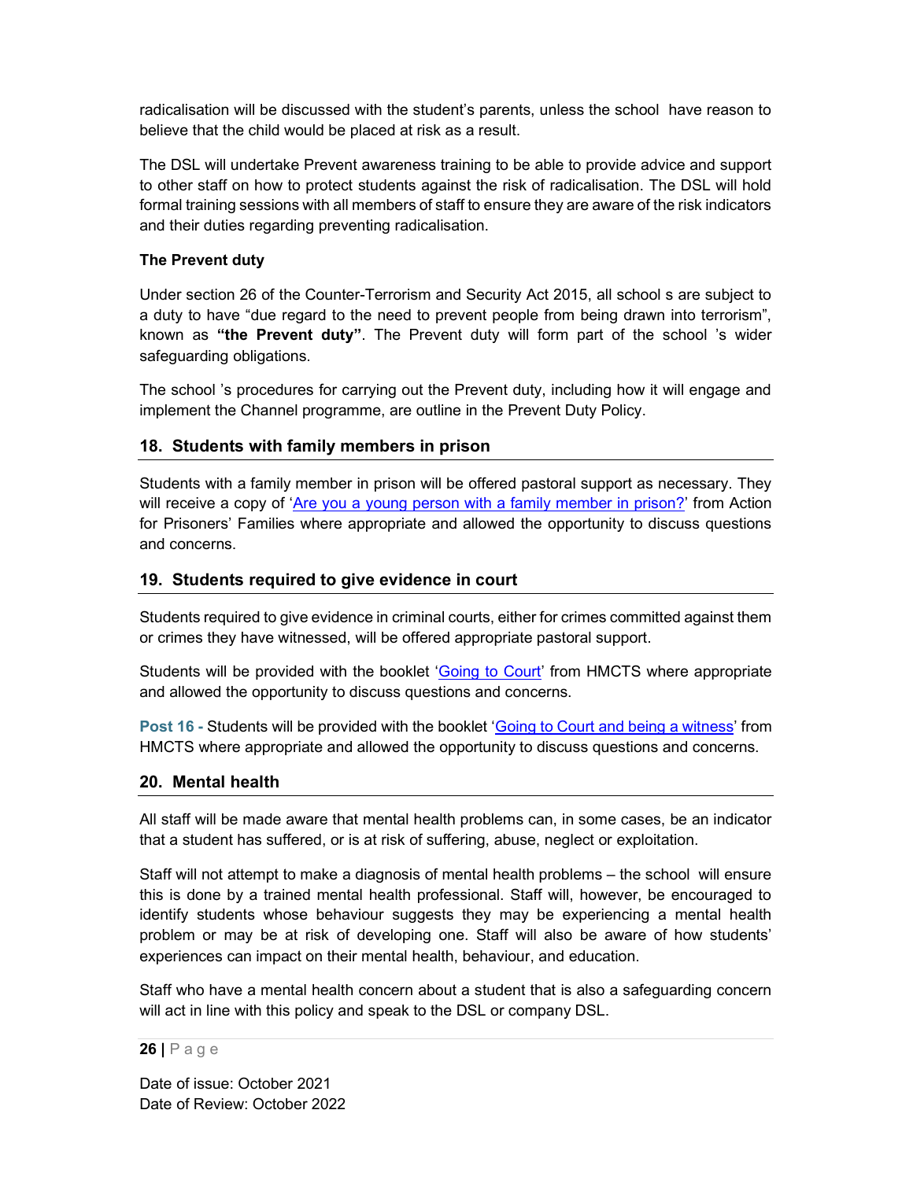radicalisation will be discussed with the student's parents, unless the school  have reason to believe that the child would be placed at risk as a result.

The DSL will undertake Prevent awareness training to be able to provide advice and support to other staff on how to protect students against the risk of radicalisation. The DSL will hold formal training sessions with all members of staff to ensure they are aware of the risk indicators and their duties regarding preventing radicalisation.

**The Prevent duty**

Under section 26 of the Counter-Terrorism and Security Act 2015, all school s are subject to a duty to have "due regard to the need to prevent people from being drawn into terrorism", known as **"the Prevent duty"**. The Prevent duty will form part of the school 's wider safeguarding obligations.

The school 's procedures for carrying out the Prevent duty, including how it will engage and implement the Channel programme, are outline in the Prevent Duty Policy.

## 18. Students with family members in prison

Students with a family member in prison will be offered pastoral support as necessary. They will receive a copy of 'Are you a young person with a family member in prison?' from Action for Prisoners' Families where appropriate and allowed the opportunity to discuss questions and concerns.

## 19. Students required to give evidence in court

Students required to give evidence in criminal courts, either for crimes committed against them or crimes they have witnessed, will be offered appropriate pastoral support.

Students will be provided with the booklet 'Going to Court' from HMCTS where appropriate and allowed the opportunity to discuss questions and concerns.

**Post 16 -** Students will be provided with the booklet 'Going to Court and being a witness' from HMCTS where appropriate and allowed the opportunity to discuss questions and concerns.

## 20. Mental health

All staff will be made aware that mental health problems can, in some cases, be an indicator that a student has suffered, or is at risk of suffering, abuse, neglect or exploitation.

Staff will not attempt to make a diagnosis of mental health problems – the school  will ensure this is done by a trained mental health professional. Staff will, however, be encouraged to identify students whose behaviour suggests they may be experiencing a mental health problem or may be at risk of developing one. Staff will also be aware of how students' experiences can impact on their mental health, behaviour, and education.

Staff who have a mental health concern about a student that is also a safeguarding concern will act in line with this policy and speak to the DSL or company DSL.

Date of issue: October 2021
Date of Review: October 2022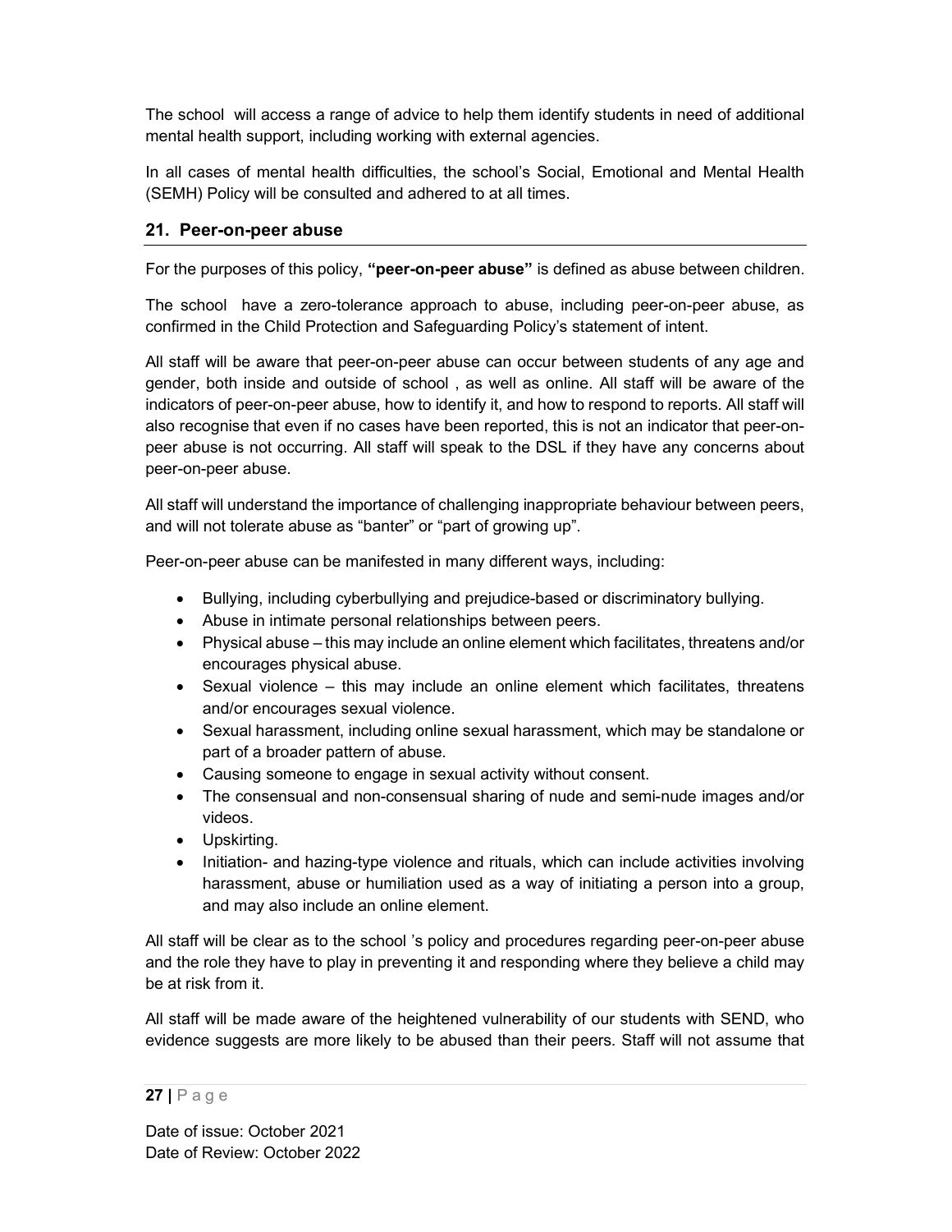The school will access a range of advice to help them identify students in need of additional mental health support, including working with external agencies.

In all cases of mental health difficulties, the school's Social, Emotional and Mental Health (SEMH) Policy will be consulted and adhered to at all times.

## 21. Peer-on-peer abuse

For the purposes of this policy, **"peer-on-peer abuse"** is defined as abuse between children.

The school have a zero-tolerance approach to abuse, including peer-on-peer abuse, as confirmed in the Child Protection and Safeguarding Policy's statement of intent.

All staff will be aware that peer-on-peer abuse can occur between students of any age and gender, both inside and outside of school , as well as online. All staff will be aware of the indicators of peer-on-peer abuse, how to identify it, and how to respond to reports. All staff will also recognise that even if no cases have been reported, this is not an indicator that peer-on-peer abuse is not occurring. All staff will speak to the DSL if they have any concerns about peer-on-peer abuse.

All staff will understand the importance of challenging inappropriate behaviour between peers, and will not tolerate abuse as "banter" or "part of growing up".

Peer-on-peer abuse can be manifested in many different ways, including:

- Bullying, including cyberbullying and prejudice-based or discriminatory bullying.
- Abuse in intimate personal relationships between peers.
- Physical abuse – this may include an online element which facilitates, threatens and/or encourages physical abuse.
- Sexual violence – this may include an online element which facilitates, threatens and/or encourages sexual violence.
- Sexual harassment, including online sexual harassment, which may be standalone or part of a broader pattern of abuse.
- Causing someone to engage in sexual activity without consent.
- The consensual and non-consensual sharing of nude and semi-nude images and/or videos.
- Upskirting.
- Initiation- and hazing-type violence and rituals, which can include activities involving harassment, abuse or humiliation used as a way of initiating a person into a group, and may also include an online element.

All staff will be clear as to the school 's policy and procedures regarding peer-on-peer abuse and the role they have to play in preventing it and responding where they believe a child may be at risk from it.

All staff will be made aware of the heightened vulnerability of our students with SEND, who evidence suggests are more likely to be abused than their peers. Staff will not assume that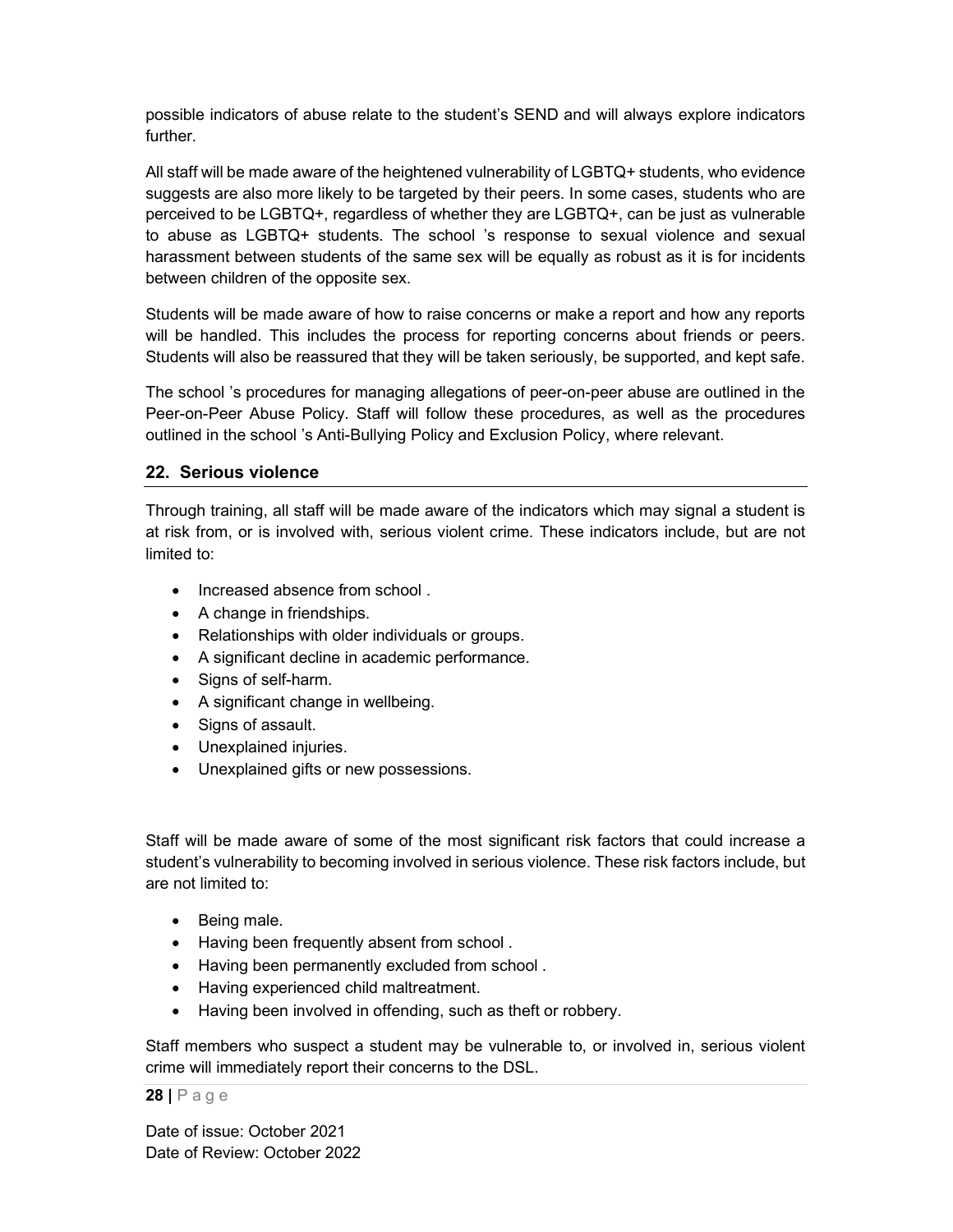possible indicators of abuse relate to the student's SEND and will always explore indicators further.

All staff will be made aware of the heightened vulnerability of LGBTQ+ students, who evidence suggests are also more likely to be targeted by their peers. In some cases, students who are perceived to be LGBTQ+, regardless of whether they are LGBTQ+, can be just as vulnerable to abuse as LGBTQ+ students. The school 's response to sexual violence and sexual harassment between students of the same sex will be equally as robust as it is for incidents between children of the opposite sex.

Students will be made aware of how to raise concerns or make a report and how any reports will be handled. This includes the process for reporting concerns about friends or peers. Students will also be reassured that they will be taken seriously, be supported, and kept safe.

The school 's procedures for managing allegations of peer-on-peer abuse are outlined in the Peer-on-Peer Abuse Policy. Staff will follow these procedures, as well as the procedures outlined in the school 's Anti-Bullying Policy and Exclusion Policy, where relevant.

## 22. Serious violence

Through training, all staff will be made aware of the indicators which may signal a student is at risk from, or is involved with, serious violent crime. These indicators include, but are not limited to:

- Increased absence from school .
- A change in friendships.
- Relationships with older individuals or groups.
- A significant decline in academic performance.
- Signs of self-harm.
- A significant change in wellbeing.
- Signs of assault.
- Unexplained injuries.
- Unexplained gifts or new possessions.

Staff will be made aware of some of the most significant risk factors that could increase a student's vulnerability to becoming involved in serious violence. These risk factors include, but are not limited to:

- Being male.
- Having been frequently absent from school .
- Having been permanently excluded from school .
- Having experienced child maltreatment.
- Having been involved in offending, such as theft or robbery.

Staff members who suspect a student may be vulnerable to, or involved in, serious violent crime will immediately report their concerns to the DSL.

Date of issue: October 2021
Date of Review: October 2022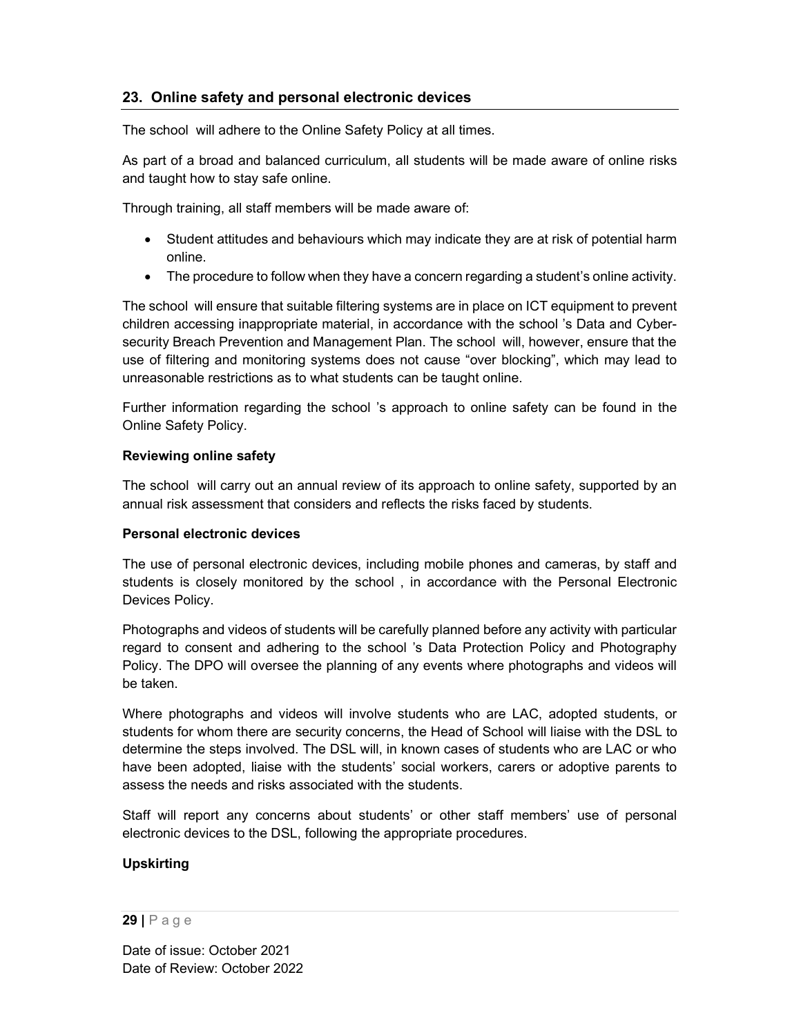## 23. Online safety and personal electronic devices

The school will adhere to the Online Safety Policy at all times.

As part of a broad and balanced curriculum, all students will be made aware of online risks and taught how to stay safe online.

Through training, all staff members will be made aware of:

- Student attitudes and behaviours which may indicate they are at risk of potential harm online.
- The procedure to follow when they have a concern regarding a student's online activity.

The school will ensure that suitable filtering systems are in place on ICT equipment to prevent children accessing inappropriate material, in accordance with the school 's Data and Cyber-security Breach Prevention and Management Plan. The school will, however, ensure that the use of filtering and monitoring systems does not cause "over blocking", which may lead to unreasonable restrictions as to what students can be taught online.

Further information regarding the school 's approach to online safety can be found in the Online Safety Policy.

**Reviewing online safety**

The school will carry out an annual review of its approach to online safety, supported by an annual risk assessment that considers and reflects the risks faced by students.

**Personal electronic devices**

The use of personal electronic devices, including mobile phones and cameras, by staff and students is closely monitored by the school , in accordance with the Personal Electronic Devices Policy.

Photographs and videos of students will be carefully planned before any activity with particular regard to consent and adhering to the school 's Data Protection Policy and Photography Policy. The DPO will oversee the planning of any events where photographs and videos will be taken.

Where photographs and videos will involve students who are LAC, adopted students, or students for whom there are security concerns, the Head of School will liaise with the DSL to determine the steps involved. The DSL will, in known cases of students who are LAC or who have been adopted, liaise with the students' social workers, carers or adoptive parents to assess the needs and risks associated with the students.

Staff will report any concerns about students' or other staff members' use of personal electronic devices to the DSL, following the appropriate procedures.

**Upskirting**

Date of issue: October 2021
Date of Review: October 2022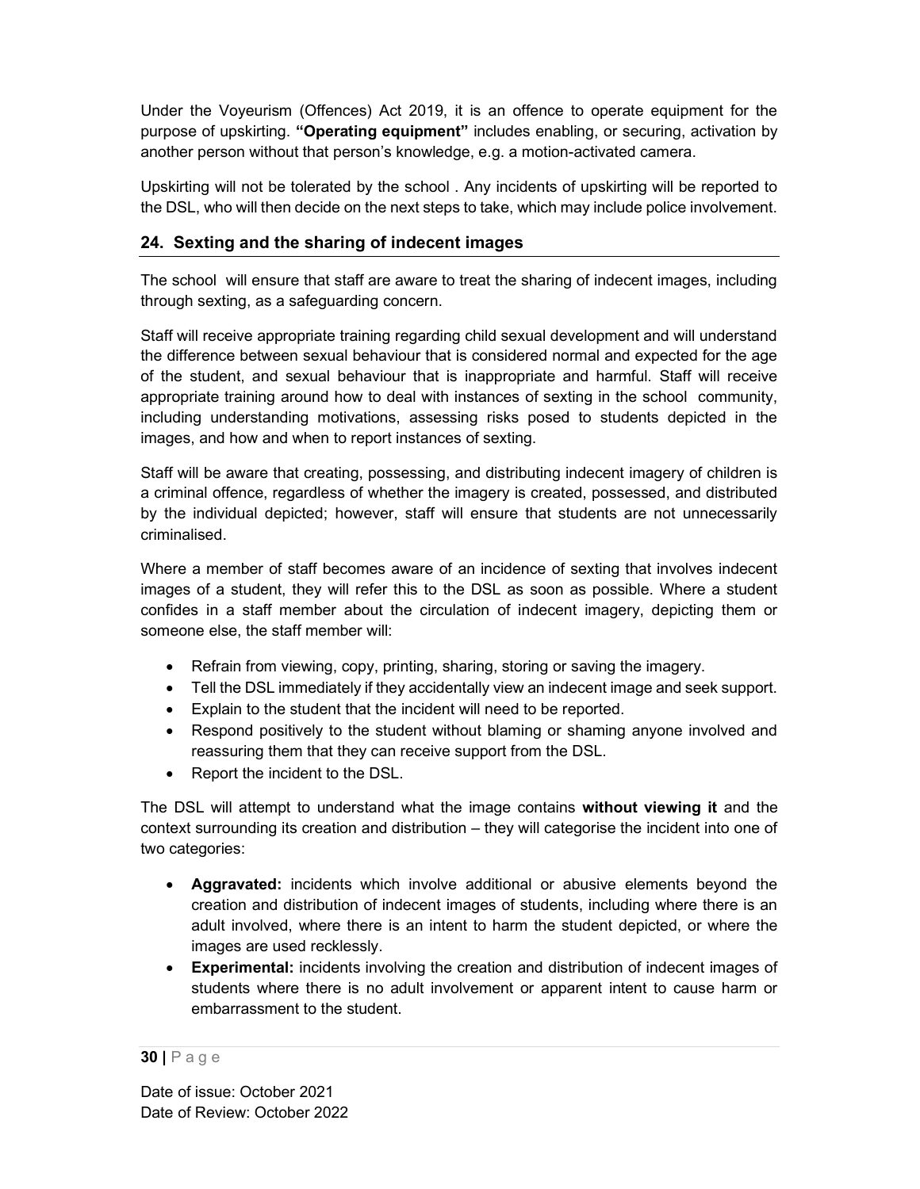Under the Voyeurism (Offences) Act 2019, it is an offence to operate equipment for the purpose of upskirting. **"Operating equipment"** includes enabling, or securing, activation by another person without that person's knowledge, e.g. a motion-activated camera.

Upskirting will not be tolerated by the school . Any incidents of upskirting will be reported to the DSL, who will then decide on the next steps to take, which may include police involvement.

## 24. Sexting and the sharing of indecent images

The school  will ensure that staff are aware to treat the sharing of indecent images, including through sexting, as a safeguarding concern.

Staff will receive appropriate training regarding child sexual development and will understand the difference between sexual behaviour that is considered normal and expected for the age of the student, and sexual behaviour that is inappropriate and harmful. Staff will receive appropriate training around how to deal with instances of sexting in the school  community, including understanding motivations, assessing risks posed to students depicted in the images, and how and when to report instances of sexting.

Staff will be aware that creating, possessing, and distributing indecent imagery of children is a criminal offence, regardless of whether the imagery is created, possessed, and distributed by the individual depicted; however, staff will ensure that students are not unnecessarily criminalised.

Where a member of staff becomes aware of an incidence of sexting that involves indecent images of a student, they will refer this to the DSL as soon as possible. Where a student confides in a staff member about the circulation of indecent imagery, depicting them or someone else, the staff member will:

- Refrain from viewing, copy, printing, sharing, storing or saving the imagery.
- Tell the DSL immediately if they accidentally view an indecent image and seek support.
- Explain to the student that the incident will need to be reported.
- Respond positively to the student without blaming or shaming anyone involved and reassuring them that they can receive support from the DSL.
- Report the incident to the DSL.

The DSL will attempt to understand what the image contains **without viewing it** and the context surrounding its creation and distribution – they will categorise the incident into one of two categories:

- **Aggravated:** incidents which involve additional or abusive elements beyond the creation and distribution of indecent images of students, including where there is an adult involved, where there is an intent to harm the student depicted, or where the images are used recklessly.
- **Experimental:** incidents involving the creation and distribution of indecent images of students where there is no adult involvement or apparent intent to cause harm or embarrassment to the student.

Date of issue: October 2021
Date of Review: October 2022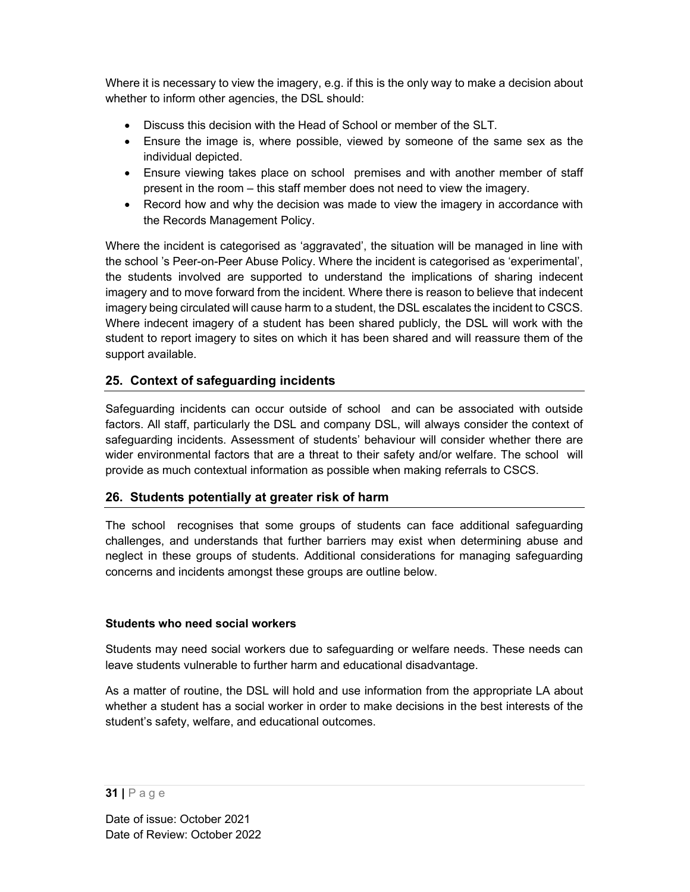Where it is necessary to view the imagery, e.g. if this is the only way to make a decision about whether to inform other agencies, the DSL should:

- Discuss this decision with the Head of School or member of the SLT.
- Ensure the image is, where possible, viewed by someone of the same sex as the individual depicted.
- Ensure viewing takes place on school premises and with another member of staff present in the room – this staff member does not need to view the imagery.
- Record how and why the decision was made to view the imagery in accordance with the Records Management Policy.

Where the incident is categorised as 'aggravated', the situation will be managed in line with the school 's Peer-on-Peer Abuse Policy. Where the incident is categorised as 'experimental', the students involved are supported to understand the implications of sharing indecent imagery and to move forward from the incident. Where there is reason to believe that indecent imagery being circulated will cause harm to a student, the DSL escalates the incident to CSCS. Where indecent imagery of a student has been shared publicly, the DSL will work with the student to report imagery to sites on which it has been shared and will reassure them of the support available.

## 25. Context of safeguarding incidents

Safeguarding incidents can occur outside of school and can be associated with outside factors. All staff, particularly the DSL and company DSL, will always consider the context of safeguarding incidents. Assessment of students' behaviour will consider whether there are wider environmental factors that are a threat to their safety and/or welfare. The school will provide as much contextual information as possible when making referrals to CSCS.

## 26. Students potentially at greater risk of harm

The school recognises that some groups of students can face additional safeguarding challenges, and understands that further barriers may exist when determining abuse and neglect in these groups of students. Additional considerations for managing safeguarding concerns and incidents amongst these groups are outline below.

**Students who need social workers**

Students may need social workers due to safeguarding or welfare needs. These needs can leave students vulnerable to further harm and educational disadvantage.

As a matter of routine, the DSL will hold and use information from the appropriate LA about whether a student has a social worker in order to make decisions in the best interests of the student's safety, welfare, and educational outcomes.

Date of issue: October 2021
Date of Review: October 2022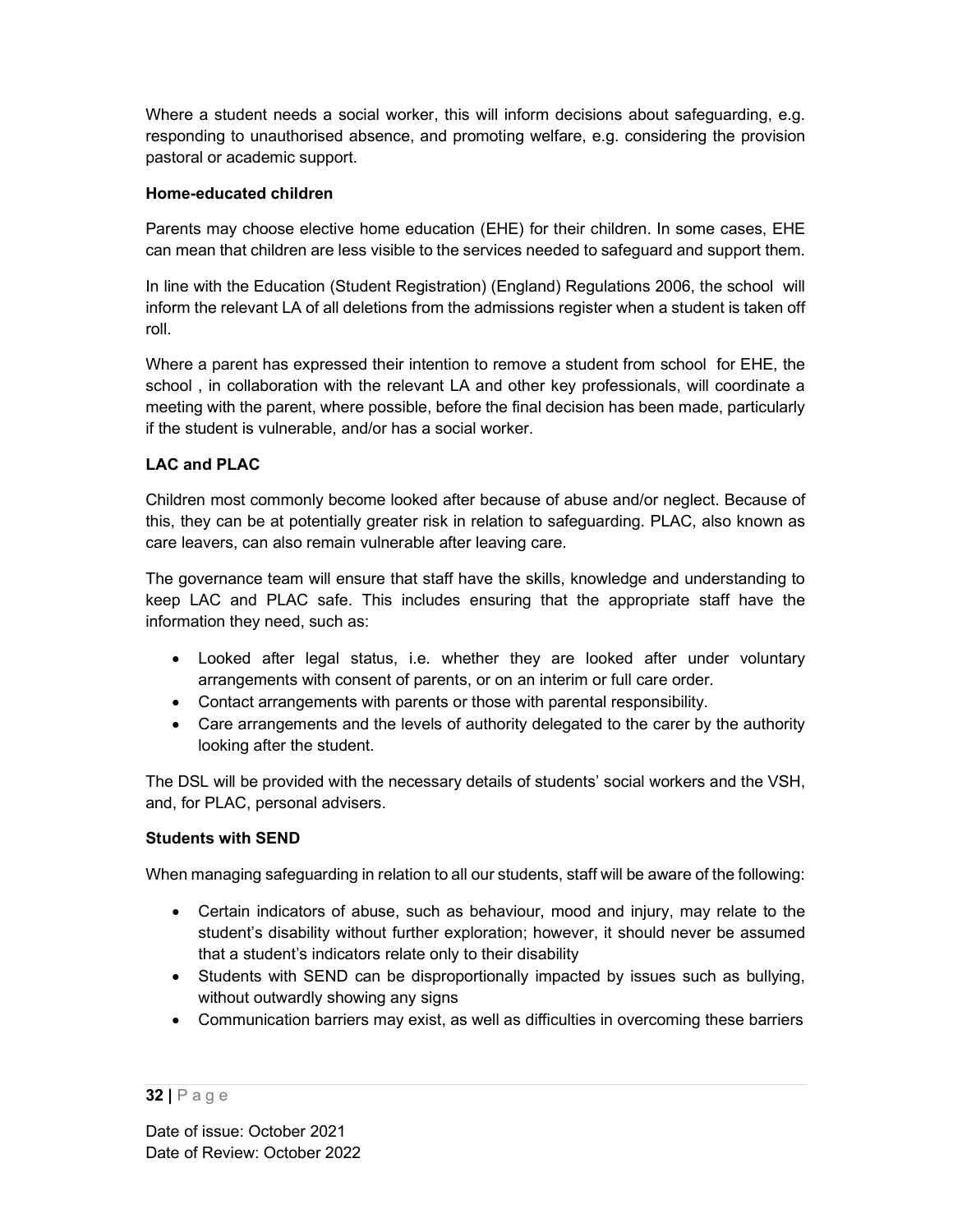Where a student needs a social worker, this will inform decisions about safeguarding, e.g. responding to unauthorised absence, and promoting welfare, e.g. considering the provision pastoral or academic support.

**Home-educated children**

Parents may choose elective home education (EHE) for their children. In some cases, EHE can mean that children are less visible to the services needed to safeguard and support them.

In line with the Education (Student Registration) (England) Regulations 2006, the school will inform the relevant LA of all deletions from the admissions register when a student is taken off roll.

Where a parent has expressed their intention to remove a student from school for EHE, the school , in collaboration with the relevant LA and other key professionals, will coordinate a meeting with the parent, where possible, before the final decision has been made, particularly if the student is vulnerable, and/or has a social worker.

**LAC and PLAC**

Children most commonly become looked after because of abuse and/or neglect. Because of this, they can be at potentially greater risk in relation to safeguarding. PLAC, also known as care leavers, can also remain vulnerable after leaving care.

The governance team will ensure that staff have the skills, knowledge and understanding to keep LAC and PLAC safe. This includes ensuring that the appropriate staff have the information they need, such as:

- Looked after legal status, i.e. whether they are looked after under voluntary arrangements with consent of parents, or on an interim or full care order.
- Contact arrangements with parents or those with parental responsibility.
- Care arrangements and the levels of authority delegated to the carer by the authority looking after the student.

The DSL will be provided with the necessary details of students' social workers and the VSH, and, for PLAC, personal advisers.

**Students with SEND**

When managing safeguarding in relation to all our students, staff will be aware of the following:

- Certain indicators of abuse, such as behaviour, mood and injury, may relate to the student's disability without further exploration; however, it should never be assumed that a student's indicators relate only to their disability
- Students with SEND can be disproportionally impacted by issues such as bullying, without outwardly showing any signs
- Communication barriers may exist, as well as difficulties in overcoming these barriers

Date of issue: October 2021
Date of Review: October 2022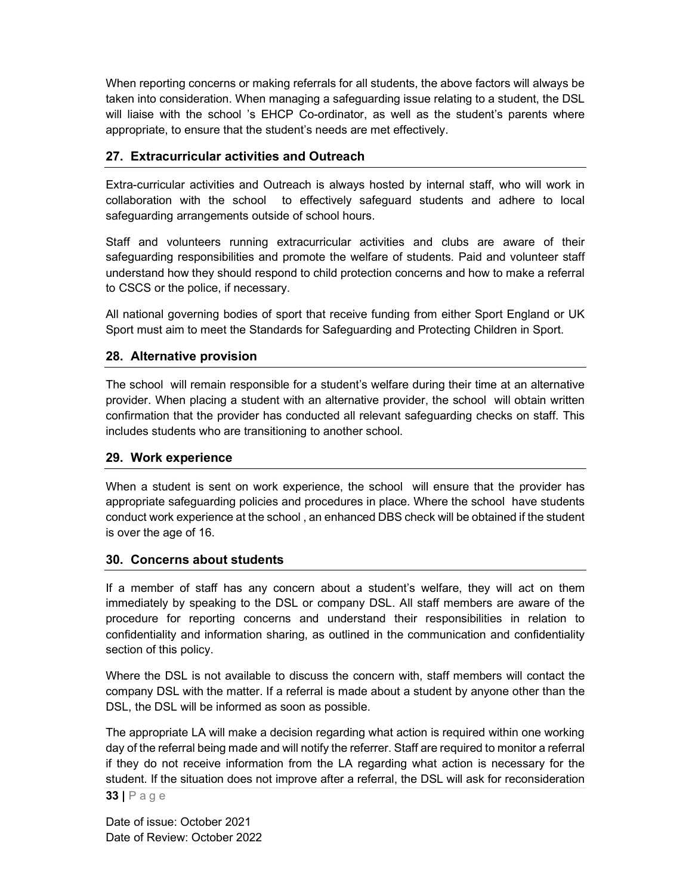When reporting concerns or making referrals for all students, the above factors will always be taken into consideration. When managing a safeguarding issue relating to a student, the DSL will liaise with the school 's EHCP Co-ordinator, as well as the student's parents where appropriate, to ensure that the student's needs are met effectively.

## 27. Extracurricular activities and Outreach

Extra-curricular activities and Outreach is always hosted by internal staff, who will work in collaboration with the school to effectively safeguard students and adhere to local safeguarding arrangements outside of school hours.

Staff and volunteers running extracurricular activities and clubs are aware of their safeguarding responsibilities and promote the welfare of students. Paid and volunteer staff understand how they should respond to child protection concerns and how to make a referral to CSCS or the police, if necessary.

All national governing bodies of sport that receive funding from either Sport England or UK Sport must aim to meet the Standards for Safeguarding and Protecting Children in Sport.

## 28. Alternative provision

The school will remain responsible for a student's welfare during their time at an alternative provider. When placing a student with an alternative provider, the school will obtain written confirmation that the provider has conducted all relevant safeguarding checks on staff. This includes students who are transitioning to another school.

## 29. Work experience

When a student is sent on work experience, the school will ensure that the provider has appropriate safeguarding policies and procedures in place. Where the school have students conduct work experience at the school , an enhanced DBS check will be obtained if the student is over the age of 16.

## 30. Concerns about students

If a member of staff has any concern about a student's welfare, they will act on them immediately by speaking to the DSL or company DSL. All staff members are aware of the procedure for reporting concerns and understand their responsibilities in relation to confidentiality and information sharing, as outlined in the communication and confidentiality section of this policy.

Where the DSL is not available to discuss the concern with, staff members will contact the company DSL with the matter. If a referral is made about a student by anyone other than the DSL, the DSL will be informed as soon as possible.

The appropriate LA will make a decision regarding what action is required within one working day of the referral being made and will notify the referrer. Staff are required to monitor a referral if they do not receive information from the LA regarding what action is necessary for the student. If the situation does not improve after a referral, the DSL will ask for reconsideration

Date of issue: October 2021
Date of Review: October 2022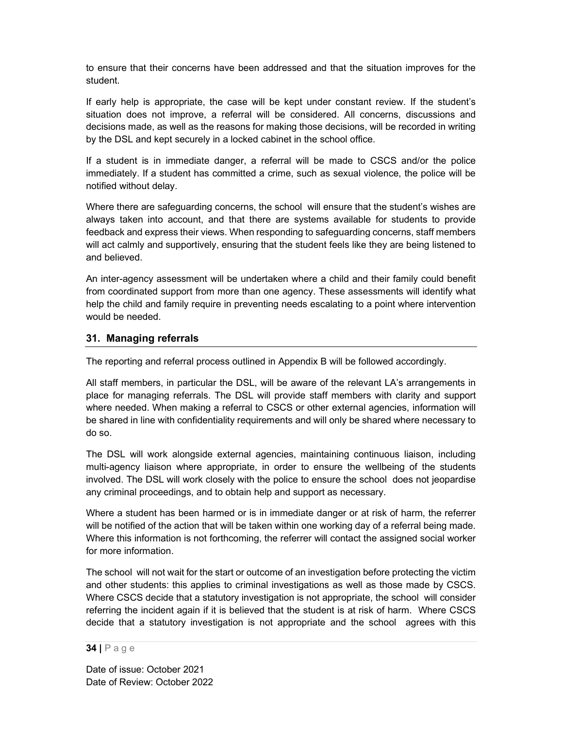to ensure that their concerns have been addressed and that the situation improves for the student.

If early help is appropriate, the case will be kept under constant review. If the student's situation does not improve, a referral will be considered. All concerns, discussions and decisions made, as well as the reasons for making those decisions, will be recorded in writing by the DSL and kept securely in a locked cabinet in the school office.

If a student is in immediate danger, a referral will be made to CSCS and/or the police immediately. If a student has committed a crime, such as sexual violence, the police will be notified without delay.

Where there are safeguarding concerns, the school will ensure that the student's wishes are always taken into account, and that there are systems available for students to provide feedback and express their views. When responding to safeguarding concerns, staff members will act calmly and supportively, ensuring that the student feels like they are being listened to and believed.

An inter-agency assessment will be undertaken where a child and their family could benefit from coordinated support from more than one agency. These assessments will identify what help the child and family require in preventing needs escalating to a point where intervention would be needed.

## 31. Managing referrals

The reporting and referral process outlined in Appendix B will be followed accordingly.

All staff members, in particular the DSL, will be aware of the relevant LA's arrangements in place for managing referrals. The DSL will provide staff members with clarity and support where needed. When making a referral to CSCS or other external agencies, information will be shared in line with confidentiality requirements and will only be shared where necessary to do so.

The DSL will work alongside external agencies, maintaining continuous liaison, including multi-agency liaison where appropriate, in order to ensure the wellbeing of the students involved. The DSL will work closely with the police to ensure the school does not jeopardise any criminal proceedings, and to obtain help and support as necessary.

Where a student has been harmed or is in immediate danger or at risk of harm, the referrer will be notified of the action that will be taken within one working day of a referral being made. Where this information is not forthcoming, the referrer will contact the assigned social worker for more information.

The school will not wait for the start or outcome of an investigation before protecting the victim and other students: this applies to criminal investigations as well as those made by CSCS. Where CSCS decide that a statutory investigation is not appropriate, the school will consider referring the incident again if it is believed that the student is at risk of harm. Where CSCS decide that a statutory investigation is not appropriate and the school agrees with this

Date of issue: October 2021
Date of Review: October 2022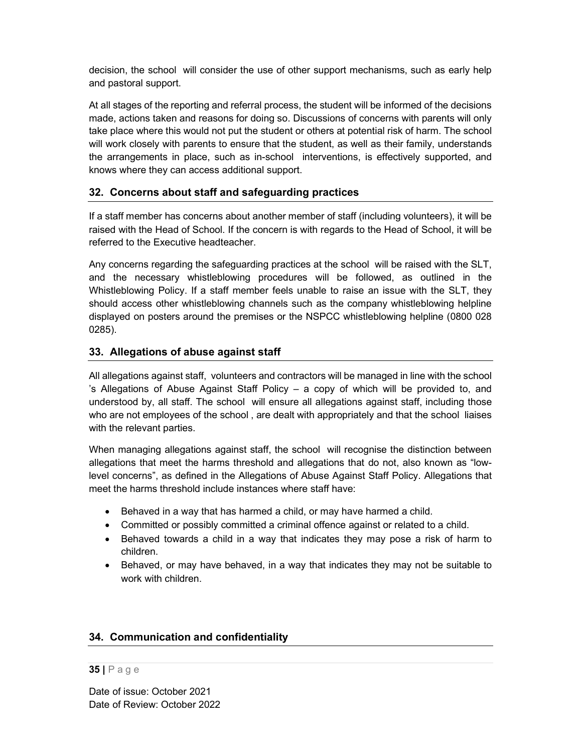decision, the school will consider the use of other support mechanisms, such as early help and pastoral support.

At all stages of the reporting and referral process, the student will be informed of the decisions made, actions taken and reasons for doing so. Discussions of concerns with parents will only take place where this would not put the student or others at potential risk of harm. The school will work closely with parents to ensure that the student, as well as their family, understands the arrangements in place, such as in-school interventions, is effectively supported, and knows where they can access additional support.

## 32. Concerns about staff and safeguarding practices

If a staff member has concerns about another member of staff (including volunteers), it will be raised with the Head of School. If the concern is with regards to the Head of School, it will be referred to the Executive headteacher.

Any concerns regarding the safeguarding practices at the school will be raised with the SLT, and the necessary whistleblowing procedures will be followed, as outlined in the Whistleblowing Policy. If a staff member feels unable to raise an issue with the SLT, they should access other whistleblowing channels such as the company whistleblowing helpline displayed on posters around the premises or the NSPCC whistleblowing helpline (0800 028 0285).

## 33. Allegations of abuse against staff

All allegations against staff, volunteers and contractors will be managed in line with the school 's Allegations of Abuse Against Staff Policy – a copy of which will be provided to, and understood by, all staff. The school will ensure all allegations against staff, including those who are not employees of the school , are dealt with appropriately and that the school liaises with the relevant parties.

When managing allegations against staff, the school will recognise the distinction between allegations that meet the harms threshold and allegations that do not, also known as "low-level concerns", as defined in the Allegations of Abuse Against Staff Policy. Allegations that meet the harms threshold include instances where staff have:

- Behaved in a way that has harmed a child, or may have harmed a child.
- Committed or possibly committed a criminal offence against or related to a child.
- Behaved towards a child in a way that indicates they may pose a risk of harm to children.
- Behaved, or may have behaved, in a way that indicates they may not be suitable to work with children.

## 34. Communication and confidentiality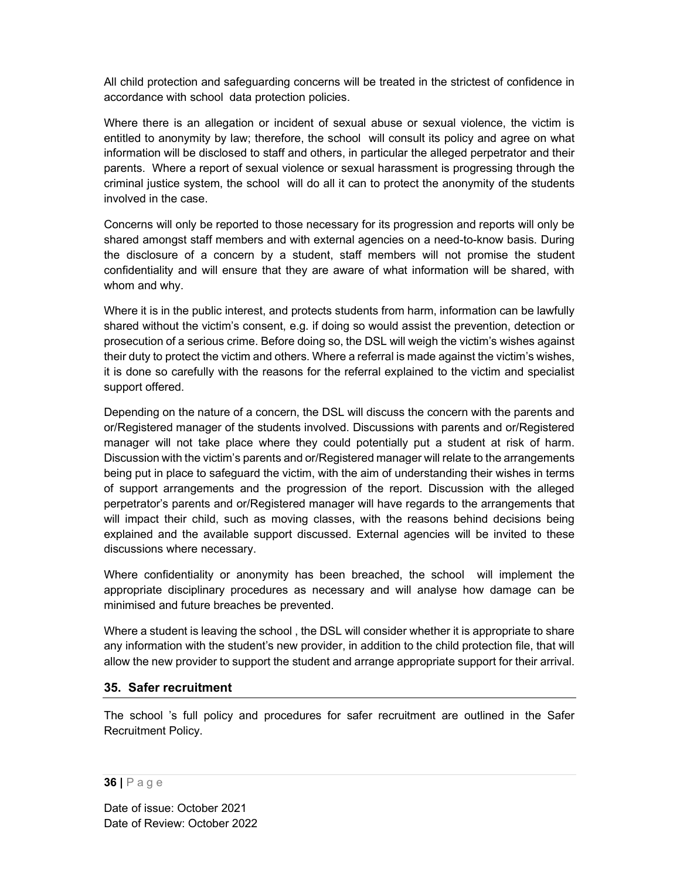All child protection and safeguarding concerns will be treated in the strictest of confidence in accordance with school data protection policies.

Where there is an allegation or incident of sexual abuse or sexual violence, the victim is entitled to anonymity by law; therefore, the school will consult its policy and agree on what information will be disclosed to staff and others, in particular the alleged perpetrator and their parents. Where a report of sexual violence or sexual harassment is progressing through the criminal justice system, the school will do all it can to protect the anonymity of the students involved in the case.

Concerns will only be reported to those necessary for its progression and reports will only be shared amongst staff members and with external agencies on a need-to-know basis. During the disclosure of a concern by a student, staff members will not promise the student confidentiality and will ensure that they are aware of what information will be shared, with whom and why.

Where it is in the public interest, and protects students from harm, information can be lawfully shared without the victim's consent, e.g. if doing so would assist the prevention, detection or prosecution of a serious crime. Before doing so, the DSL will weigh the victim's wishes against their duty to protect the victim and others. Where a referral is made against the victim's wishes, it is done so carefully with the reasons for the referral explained to the victim and specialist support offered.

Depending on the nature of a concern, the DSL will discuss the concern with the parents and or/Registered manager of the students involved. Discussions with parents and or/Registered manager will not take place where they could potentially put a student at risk of harm. Discussion with the victim's parents and or/Registered manager will relate to the arrangements being put in place to safeguard the victim, with the aim of understanding their wishes in terms of support arrangements and the progression of the report. Discussion with the alleged perpetrator's parents and or/Registered manager will have regards to the arrangements that will impact their child, such as moving classes, with the reasons behind decisions being explained and the available support discussed. External agencies will be invited to these discussions where necessary.

Where confidentiality or anonymity has been breached, the school will implement the appropriate disciplinary procedures as necessary and will analyse how damage can be minimised and future breaches be prevented.

Where a student is leaving the school , the DSL will consider whether it is appropriate to share any information with the student's new provider, in addition to the child protection file, that will allow the new provider to support the student and arrange appropriate support for their arrival.

## 35. Safer recruitment

The school 's full policy and procedures for safer recruitment are outlined in the Safer Recruitment Policy.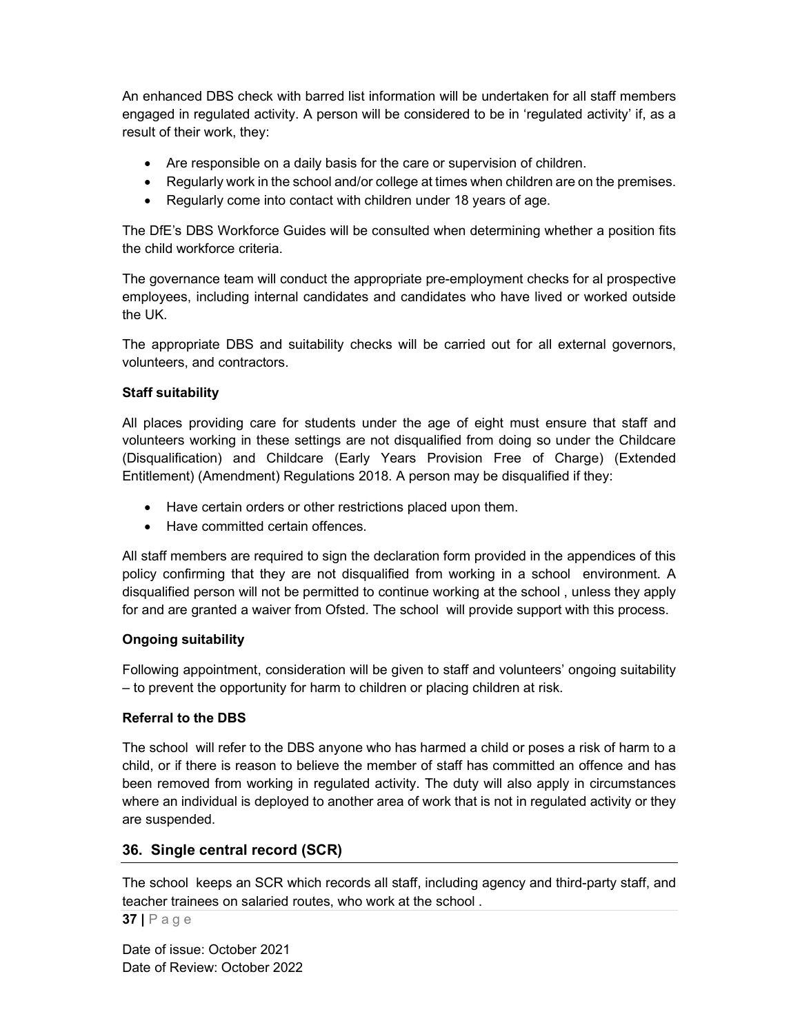An enhanced DBS check with barred list information will be undertaken for all staff members engaged in regulated activity. A person will be considered to be in 'regulated activity' if, as a result of their work, they:

- Are responsible on a daily basis for the care or supervision of children.
- Regularly work in the school and/or college at times when children are on the premises.
- Regularly come into contact with children under 18 years of age.

The DfE's DBS Workforce Guides will be consulted when determining whether a position fits the child workforce criteria.

The governance team will conduct the appropriate pre-employment checks for al prospective employees, including internal candidates and candidates who have lived or worked outside the UK.

The appropriate DBS and suitability checks will be carried out for all external governors, volunteers, and contractors.

**Staff suitability**

All places providing care for students under the age of eight must ensure that staff and volunteers working in these settings are not disqualified from doing so under the Childcare (Disqualification) and Childcare (Early Years Provision Free of Charge) (Extended Entitlement) (Amendment) Regulations 2018. A person may be disqualified if they:

- Have certain orders or other restrictions placed upon them.
- Have committed certain offences.

All staff members are required to sign the declaration form provided in the appendices of this policy confirming that they are not disqualified from working in a school environment. A disqualified person will not be permitted to continue working at the school , unless they apply for and are granted a waiver from Ofsted. The school will provide support with this process.

**Ongoing suitability**

Following appointment, consideration will be given to staff and volunteers' ongoing suitability – to prevent the opportunity for harm to children or placing children at risk.

**Referral to the DBS**

The school will refer to the DBS anyone who has harmed a child or poses a risk of harm to a child, or if there is reason to believe the member of staff has committed an offence and has been removed from working in regulated activity. The duty will also apply in circumstances where an individual is deployed to another area of work that is not in regulated activity or they are suspended.

## 36. Single central record (SCR)

The school keeps an SCR which records all staff, including agency and third-party staff, and teacher trainees on salaried routes, who work at the school .

Date of issue: October 2021
Date of Review: October 2022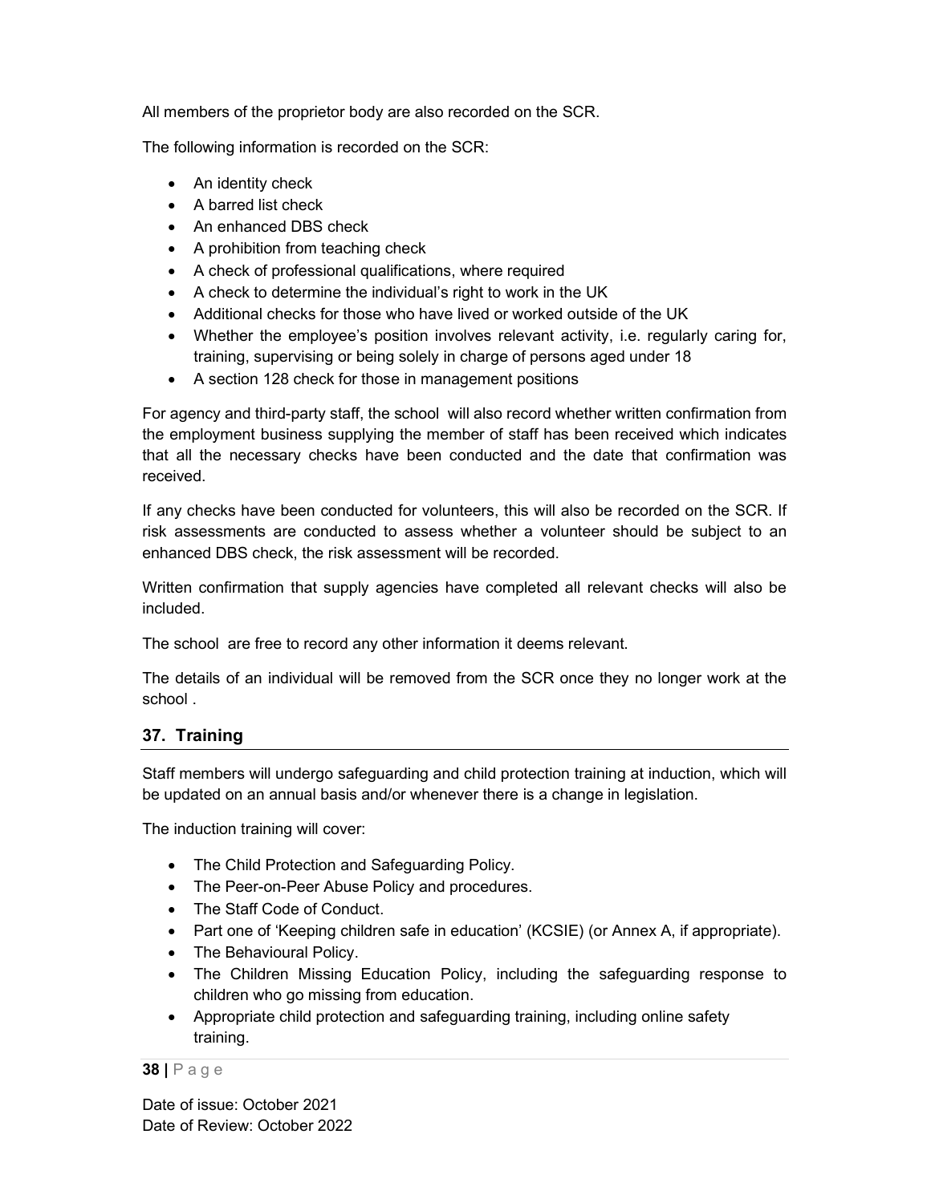All members of the proprietor body are also recorded on the SCR.

The following information is recorded on the SCR:

- An identity check
- A barred list check
- An enhanced DBS check
- A prohibition from teaching check
- A check of professional qualifications, where required
- A check to determine the individual's right to work in the UK
- Additional checks for those who have lived or worked outside of the UK
- Whether the employee's position involves relevant activity, i.e. regularly caring for, training, supervising or being solely in charge of persons aged under 18
- A section 128 check for those in management positions

For agency and third-party staff, the school will also record whether written confirmation from the employment business supplying the member of staff has been received which indicates that all the necessary checks have been conducted and the date that confirmation was received.

If any checks have been conducted for volunteers, this will also be recorded on the SCR. If risk assessments are conducted to assess whether a volunteer should be subject to an enhanced DBS check, the risk assessment will be recorded.

Written confirmation that supply agencies have completed all relevant checks will also be included.

The school are free to record any other information it deems relevant.

The details of an individual will be removed from the SCR once they no longer work at the school .

## 37. Training

Staff members will undergo safeguarding and child protection training at induction, which will be updated on an annual basis and/or whenever there is a change in legislation.

The induction training will cover:

- The Child Protection and Safeguarding Policy.
- The Peer-on-Peer Abuse Policy and procedures.
- The Staff Code of Conduct.
- Part one of 'Keeping children safe in education' (KCSIE) (or Annex A, if appropriate).
- The Behavioural Policy.
- The Children Missing Education Policy, including the safeguarding response to children who go missing from education.
- Appropriate child protection and safeguarding training, including online safety training.

Date of issue: October 2021
Date of Review: October 2022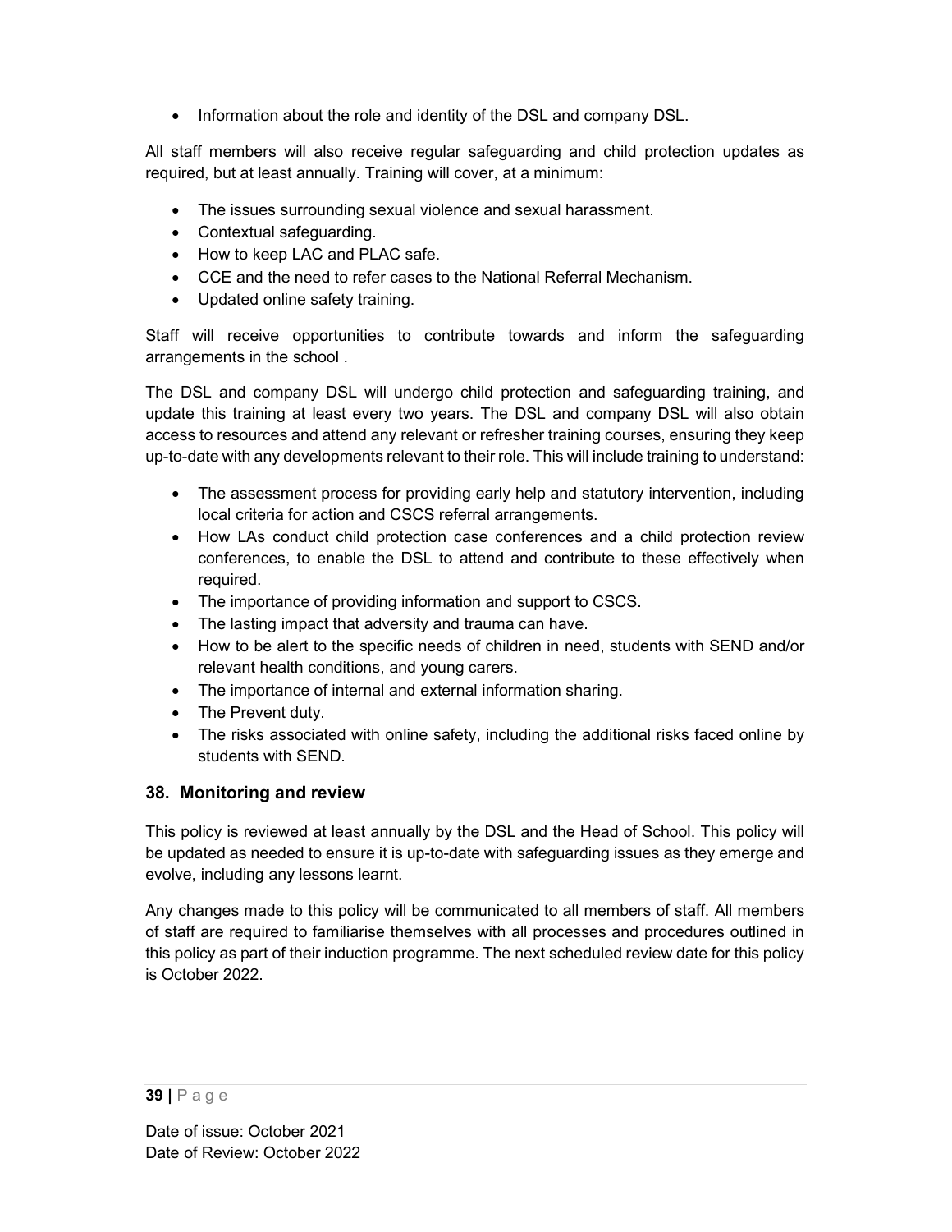- Information about the role and identity of the DSL and company DSL.

All staff members will also receive regular safeguarding and child protection updates as required, but at least annually. Training will cover, at a minimum:

- The issues surrounding sexual violence and sexual harassment.
- Contextual safeguarding.
- How to keep LAC and PLAC safe.
- CCE and the need to refer cases to the National Referral Mechanism.
- Updated online safety training.

Staff will receive opportunities to contribute towards and inform the safeguarding arrangements in the school .

The DSL and company DSL will undergo child protection and safeguarding training, and update this training at least every two years. The DSL and company DSL will also obtain access to resources and attend any relevant or refresher training courses, ensuring they keep up-to-date with any developments relevant to their role. This will include training to understand:

- The assessment process for providing early help and statutory intervention, including local criteria for action and CSCS referral arrangements.
- How LAs conduct child protection case conferences and a child protection review conferences, to enable the DSL to attend and contribute to these effectively when required.
- The importance of providing information and support to CSCS.
- The lasting impact that adversity and trauma can have.
- How to be alert to the specific needs of children in need, students with SEND and/or relevant health conditions, and young carers.
- The importance of internal and external information sharing.
- The Prevent duty.
- The risks associated with online safety, including the additional risks faced online by students with SEND.

## 38. Monitoring and review

This policy is reviewed at least annually by the DSL and the Head of School. This policy will be updated as needed to ensure it is up-to-date with safeguarding issues as they emerge and evolve, including any lessons learnt.

Any changes made to this policy will be communicated to all members of staff. All members of staff are required to familiarise themselves with all processes and procedures outlined in this policy as part of their induction programme. The next scheduled review date for this policy is October 2022.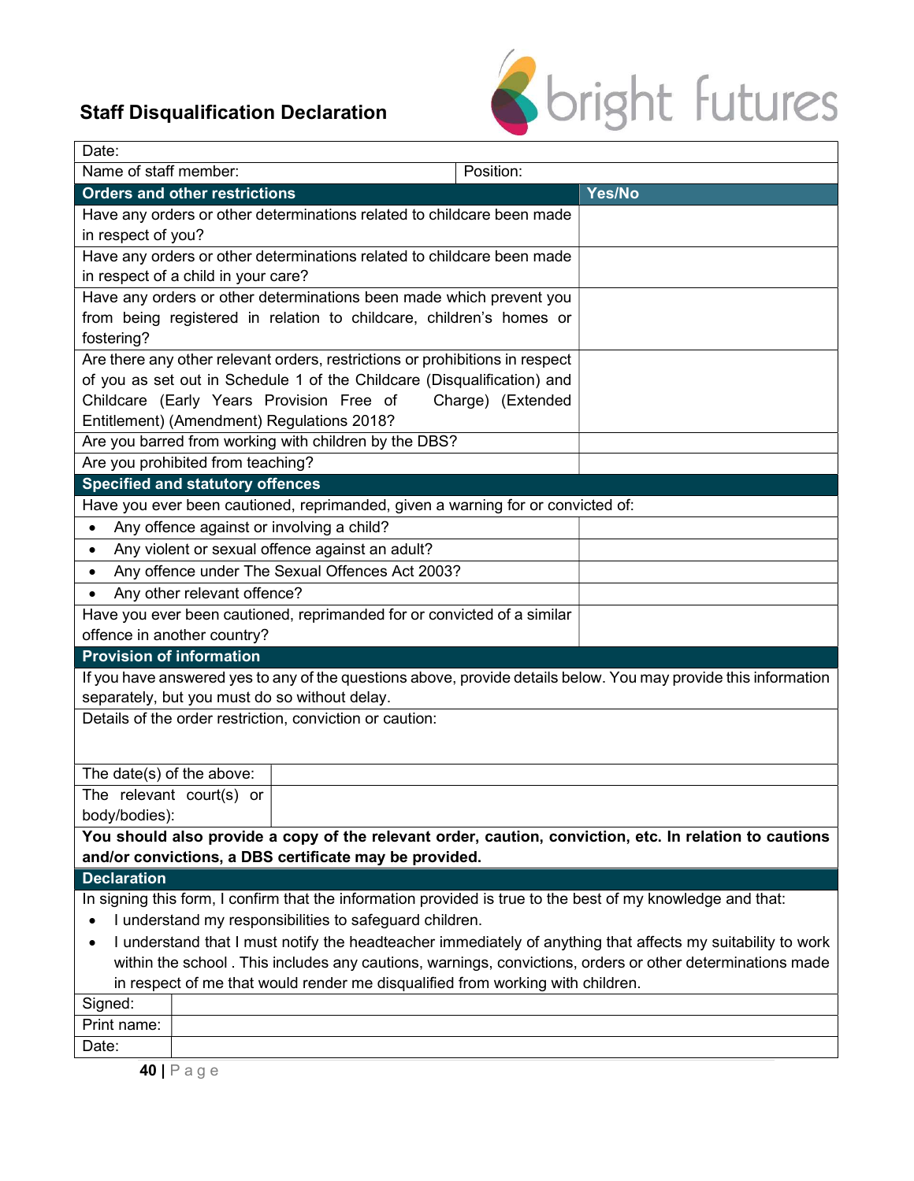## Staff Disqualification Declaration

bright futures

| Date: | |
|---|---|
| Name of staff member: | Position: |

| Orders and other restrictions | Yes/No |
|---|---|
| Have any orders or other determinations related to childcare been made in respect of you? | |
| Have any orders or other determinations related to childcare been made in respect of a child in your care? | |
| Have any orders or other determinations been made which prevent you from being registered in relation to childcare, children's homes or fostering? | |
| Are there any other relevant orders, restrictions or prohibitions in respect of you as set out in Schedule 1 of the Childcare (Disqualification) and Childcare (Early Years Provision Free of Charge) (Extended Entitlement) (Amendment) Regulations 2018? | |
| Are you barred from working with children by the DBS? | |
| Are you prohibited from teaching? | |
| **Specified and statutory offences** | |
| Have you ever been cautioned, reprimanded, given a warning for or convicted of: | |
| • Any offence against or involving a child? | |
| • Any violent or sexual offence against an adult? | |
| • Any offence under The Sexual Offences Act 2003? | |
| • Any other relevant offence? | |
| Have you ever been cautioned, reprimanded for or convicted of a similar offence in another country? | |

**Provision of information**

If you have answered yes to any of the questions above, provide details below. You may provide this information separately, but you must do so without delay.

| Details of the order restriction, conviction or caution: | |
|---|---|
| The date(s) of the above: | |
| The relevant court(s) or body/bodies: | |

**You should also provide a copy of the relevant order, caution, conviction, etc. In relation to cautions and/or convictions, a DBS certificate may be provided.**

**Declaration**

In signing this form, I confirm that the information provided is true to the best of my knowledge and that:

- I understand my responsibilities to safeguard children.
- I understand that I must notify the headteacher immediately of anything that affects my suitability to work within the school . This includes any cautions, warnings, convictions, orders or other determinations made in respect of me that would render me disqualified from working with children.

| Signed: | |
|---|---|
| Print name: | |
| Date: | |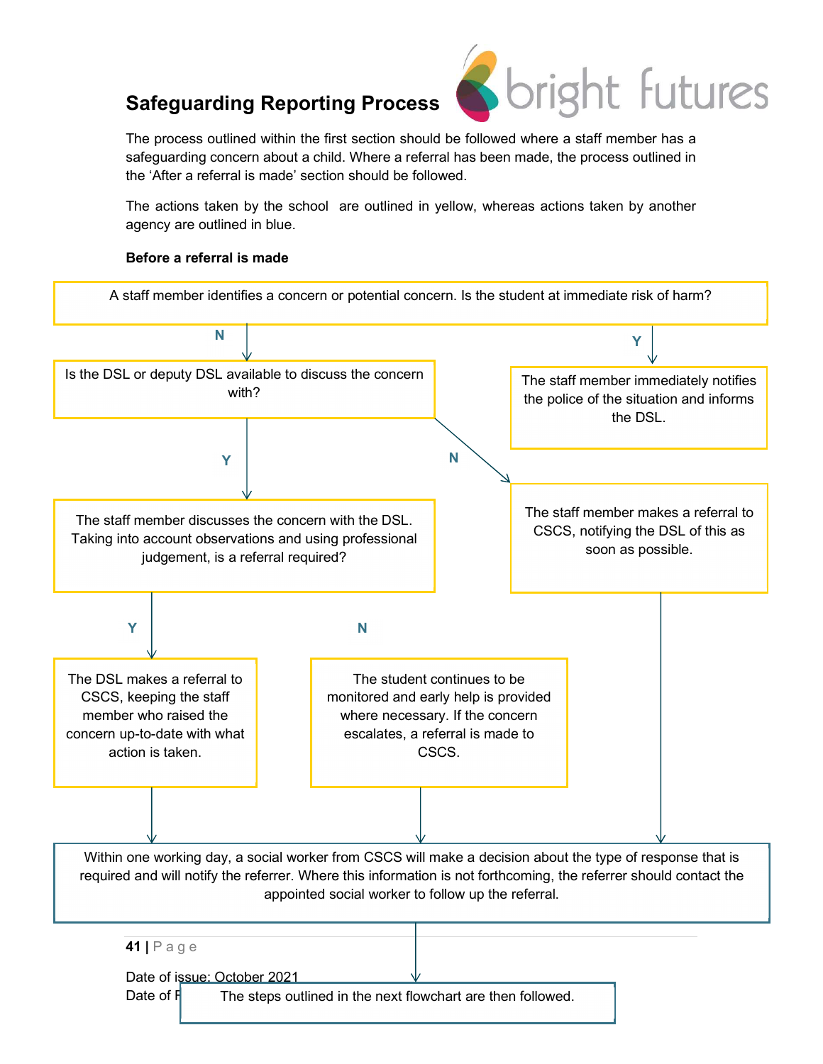## Safeguarding Reporting Process

The process outlined within the first section should be followed where a staff member has a safeguarding concern about a child. Where a referral has been made, the process outlined in the 'After a referral is made' section should be followed.

The actions taken by the school are outlined in yellow, whereas actions taken by another agency are outlined in blue.

**Before a referral is made**

A staff member identifies a concern or potential concern. Is the student at immediate risk of harm?

- **N** → Is the DSL or deputy DSL available to discuss the concern with?
  - **Y** → The staff member discusses the concern with the DSL. Taking into account observations and using professional judgement, is a referral required?
    - **Y** → The DSL makes a referral to CSCS, keeping the staff member who raised the concern up-to-date with what action is taken.
    - **N** → The student continues to be monitored and early help is provided where necessary. If the concern escalates, a referral is made to CSCS.
  - **N** → The staff member makes a referral to CSCS, notifying the DSL of this as soon as possible.
- **Y** → The staff member immediately notifies the police of the situation and informs the DSL.

Within one working day, a social worker from CSCS will make a decision about the type of response that is required and will notify the referrer. Where this information is not forthcoming, the referrer should contact the appointed social worker to follow up the referral.

The steps outlined in the next flowchart are then followed.

Date of issue: October 2021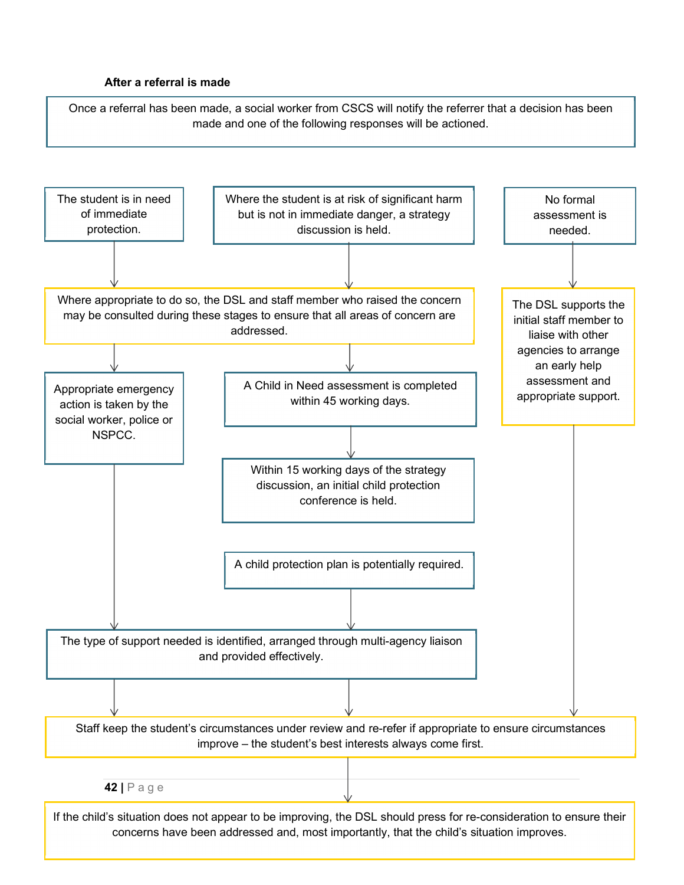**After a referral is made**

Once a referral has been made, a social worker from CSCS will notify the referrer that a decision has been made and one of the following responses will be actioned.

The student is in need of immediate protection.

Where the student is at risk of significant harm but is not in immediate danger, a strategy discussion is held.

No formal assessment is needed.

Where appropriate to do so, the DSL and staff member who raised the concern may be consulted during these stages to ensure that all areas of concern are addressed.

The DSL supports the initial staff member to liaise with other agencies to arrange an early help assessment and appropriate support.

Appropriate emergency action is taken by the social worker, police or NSPCC.

A Child in Need assessment is completed within 45 working days.

Within 15 working days of the strategy discussion, an initial child protection conference is held.

A child protection plan is potentially required.

The type of support needed is identified, arranged through multi-agency liaison and provided effectively.

Staff keep the student's circumstances under review and re-refer if appropriate to ensure circumstances improve – the student's best interests always come first.

If the child's situation does not appear to be improving, the DSL should press for re-consideration to ensure their concerns have been addressed and, most importantly, that the child's situation improves.